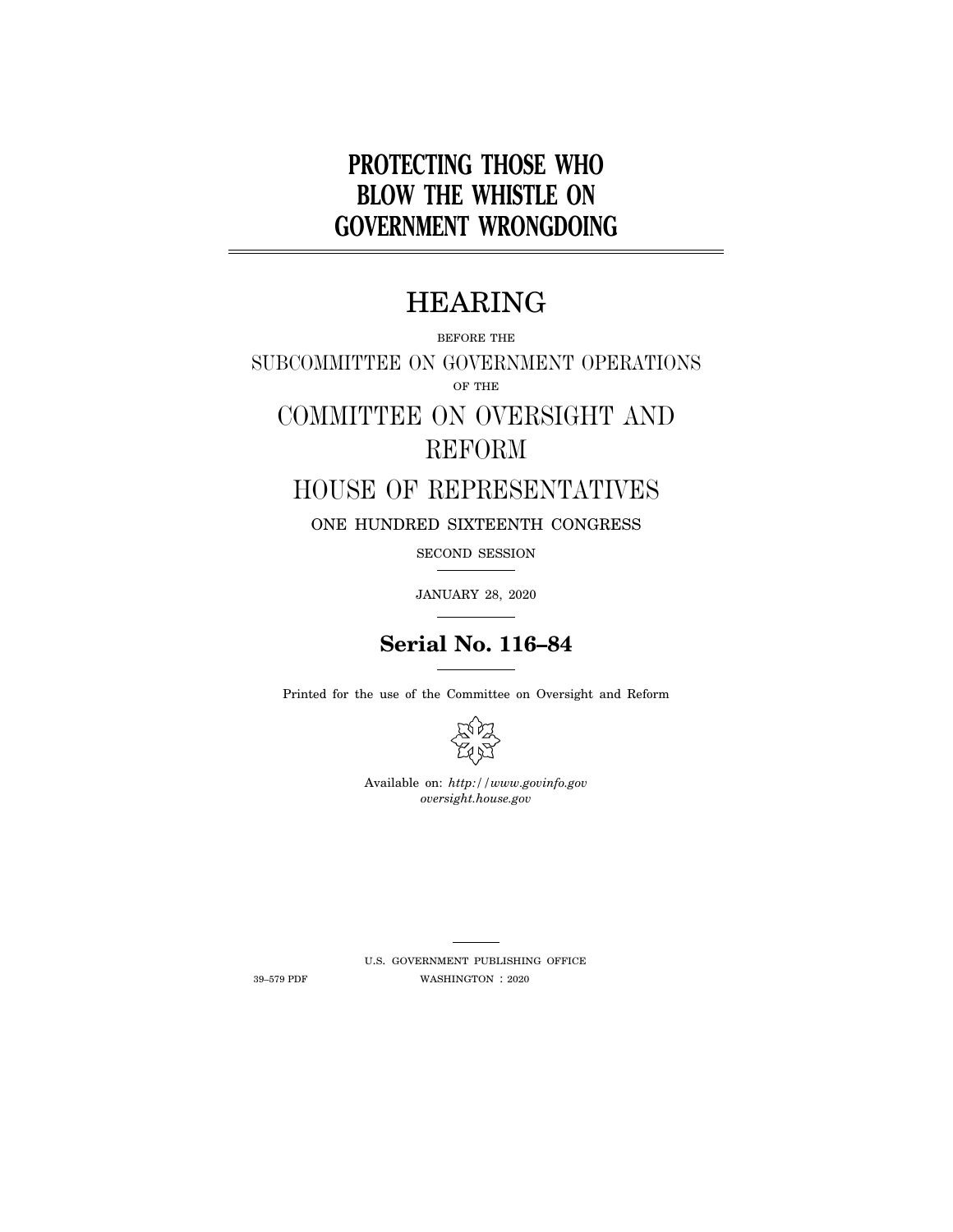# PROTECTING THOSE WHO BLOW THE WHISTLE ON GOVERNMENT WRONGDOING

## HEARING

BEFORE THE

SUBCOMMITTEE ON GOVERNMENT OPERATIONS

OF THE

COMMITTEE ON OVERSIGHT AND REFORM

HOUSE OF REPRESENTATIVES

ONE HUNDRED SIXTEENTH CONGRESS

SECOND SESSION

JANUARY 28, 2020

**Serial No. 116–84**

Printed for the use of the Committee on Oversight and Reform

Available on: *http://www.govinfo.gov*
*oversight.house.gov*

U.S. GOVERNMENT PUBLISHING OFFICE

39–579 PDF WASHINGTON : 2020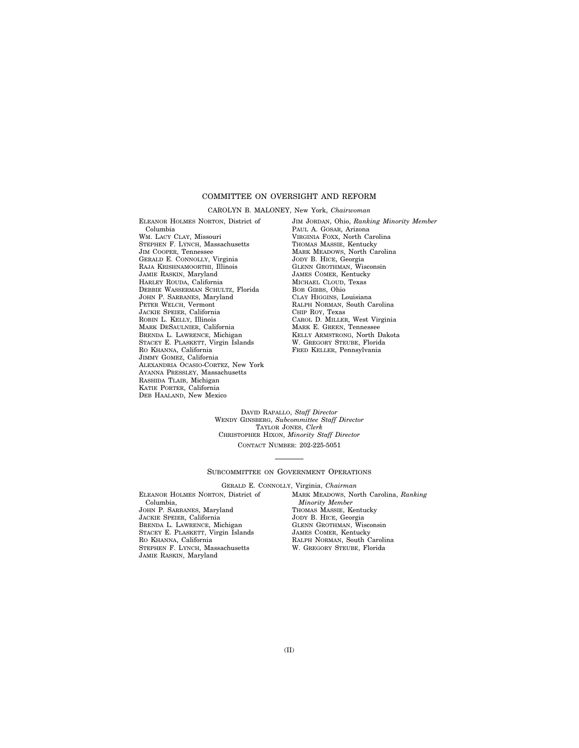## COMMITTEE ON OVERSIGHT AND REFORM

CAROLYN B. MALONEY, New York, *Chairwoman*

ELEANOR HOLMES NORTON, District of Columbia
WM. LACY CLAY, Missouri
STEPHEN F. LYNCH, Massachusetts
JIM COOPER, Tennessee
GERALD E. CONNOLLY, Virginia
RAJA KRISHNAMOORTHI, Illinois
JAMIE RASKIN, Maryland
HARLEY ROUDA, California
DEBBIE WASSERMAN SCHULTZ, Florida
JOHN P. SARBANES, Maryland
PETER WELCH, Vermont
JACKIE SPEIER, California
ROBIN L. KELLY, Illinois
MARK DESAULNIER, California
BRENDA L. LAWRENCE, Michigan
STACEY E. PLASKETT, Virgin Islands
RO KHANNA, California
JIMMY GOMEZ, California
ALEXANDRIA OCASIO-CORTEZ, New York
AYANNA PRESSLEY, Massachusetts
RASHIDA TLAIB, Michigan
KATIE PORTER, California
DEB HAALAND, New Mexico

JIM JORDAN, Ohio, *Ranking Minority Member*
PAUL A. GOSAR, Arizona
VIRGINIA FOXX, North Carolina
THOMAS MASSIE, Kentucky
MARK MEADOWS, North Carolina
JODY B. HICE, Georgia
GLENN GROTHMAN, Wisconsin
JAMES COMER, Kentucky
MICHAEL CLOUD, Texas
BOB GIBBS, Ohio
CLAY HIGGINS, Louisiana
RALPH NORMAN, South Carolina
CHIP ROY, Texas
CAROL D. MILLER, West Virginia
MARK E. GREEN, Tennessee
KELLY ARMSTRONG, North Dakota
W. GREGORY STEUBE, Florida
FRED KELLER, Pennsylvania

DAVID RAPALLO, *Staff Director*
WENDY GINSBERG, *Subcommittee Staff Director*
TAYLOR JONES, *Clerk*
CHRISTOPHER HIXON, *Minority Staff Director*
CONTACT NUMBER: 202-225-5051

---

## SUBCOMMITTEE ON GOVERNMENT OPERATIONS

GERALD E. CONNOLLY, Virginia, *Chairman*

ELEANOR HOLMES NORTON, District of Columbia,
JOHN P. SARBANES, Maryland
JACKIE SPEIER, California
BRENDA L. LAWRENCE, Michigan
STACEY E. PLASKETT, Virgin Islands
RO KHANNA, California
STEPHEN F. LYNCH, Massachusetts
JAMIE RASKIN, Maryland

MARK MEADOWS, North Carolina, *Ranking Minority Member*
THOMAS MASSIE, Kentucky
JODY B. HICE, Georgia
GLENN GROTHMAN, Wisconsin
JAMES COMER, Kentucky
RALPH NORMAN, South Carolina
W. GREGORY STEUBE, Florida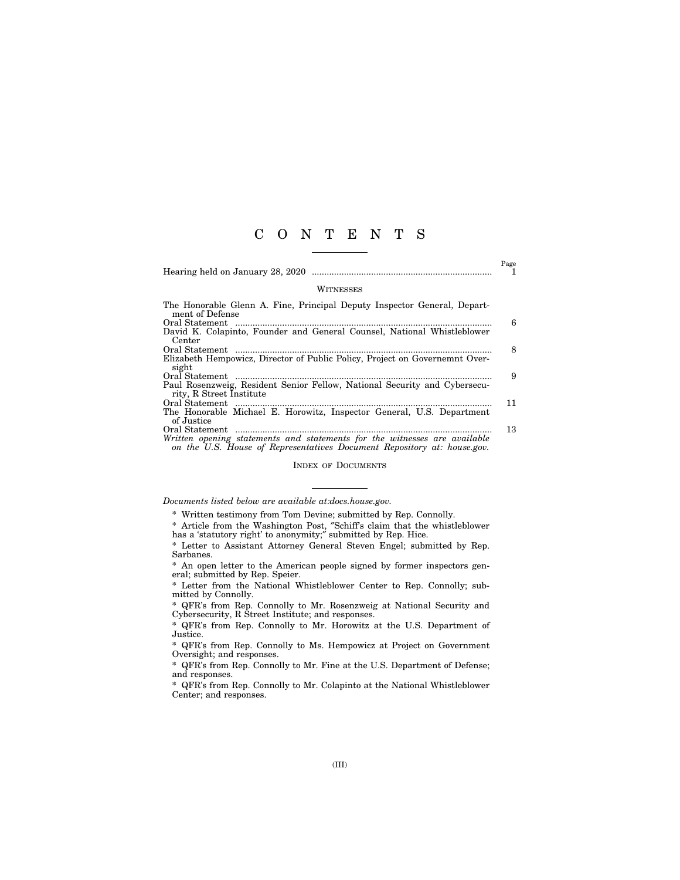# C O N T E N T S

| | Page |
|---|---|
| Hearing held on January 28, 2020 | 1 |

## Witnesses

| | |
|---|---|
| The Honorable Glenn A. Fine, Principal Deputy Inspector General, Department of Defense | |
| Oral Statement | 6 |
| David K. Colapinto, Founder and General Counsel, National Whistleblower Center | |
| Oral Statement | 8 |
| Elizabeth Hempowicz, Director of Public Policy, Project on Governemnt Oversight | |
| Oral Statement | 9 |
| Paul Rosenzweig, Resident Senior Fellow, National Security and Cybersecurity, R Street Institute | |
| Oral Statement | 11 |
| The Honorable Michael E. Horowitz, Inspector General, U.S. Department of Justice | |
| Oral Statement | 13 |

*Written opening statements and statements for the witnesses are available on the U.S. House of Representatives Document Repository at: house.gov.*

## Index of Documents

*Documents listed below are available at:docs.house.gov.*

* Written testimony from Tom Devine; submitted by Rep. Connolly.

* Article from the Washington Post, "Schiff's claim that the whistleblower has a 'statutory right' to anonymity;" submitted by Rep. Hice.

* Letter to Assistant Attorney General Steven Engel; submitted by Rep. Sarbanes.

* An open letter to the American people signed by former inspectors general; submitted by Rep. Speier.

* Letter from the National Whistleblower Center to Rep. Connolly; submitted by Connolly.

* QFR's from Rep. Connolly to Mr. Rosenzweig at National Security and Cybersecurity, R Street Institute; and responses.

* QFR's from Rep. Connolly to Mr. Horowitz at the U.S. Department of Justice.

* QFR's from Rep. Connolly to Ms. Hempowicz at Project on Government Oversight; and responses.

* QFR's from Rep. Connolly to Mr. Fine at the U.S. Department of Defense; and responses.

* QFR's from Rep. Connolly to Mr. Colapinto at the National Whistleblower Center; and responses.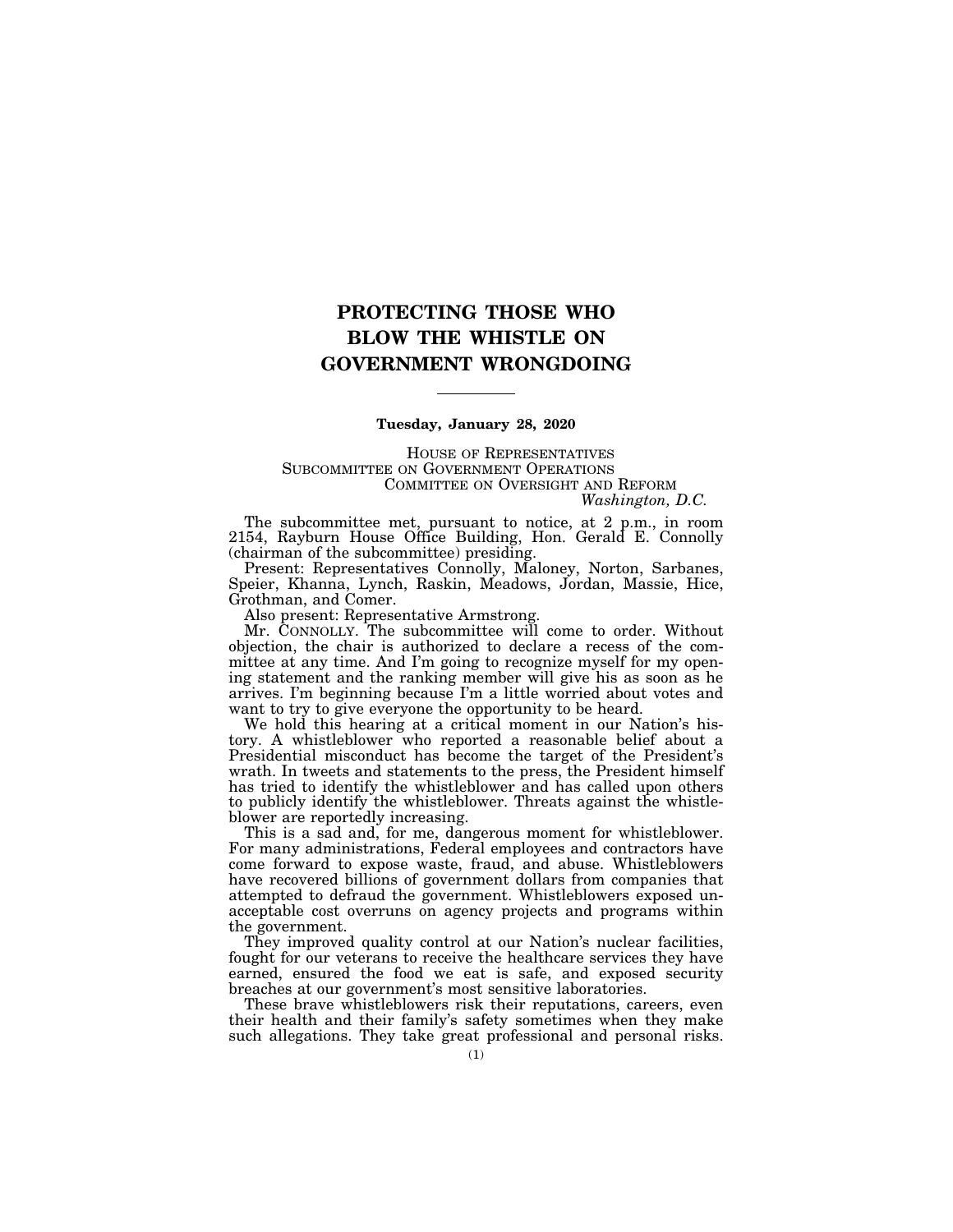# PROTECTING THOSE WHO BLOW THE WHISTLE ON GOVERNMENT WRONGDOING

---

**Tuesday, January 28, 2020**

HOUSE OF REPRESENTATIVES
SUBCOMMITTEE ON GOVERNMENT OPERATIONS
COMMITTEE ON OVERSIGHT AND REFORM
*Washington, D.C.*

The subcommittee met, pursuant to notice, at 2 p.m., in room 2154, Rayburn House Office Building, Hon. Gerald E. Connolly (chairman of the subcommittee) presiding.

Present: Representatives Connolly, Maloney, Norton, Sarbanes, Speier, Khanna, Lynch, Raskin, Meadows, Jordan, Massie, Hice, Grothman, and Comer.

Also present: Representative Armstrong.

Mr. CONNOLLY. The subcommittee will come to order. Without objection, the chair is authorized to declare a recess of the committee at any time. And I'm going to recognize myself for my opening statement and the ranking member will give his as soon as he arrives. I'm beginning because I'm a little worried about votes and want to try to give everyone the opportunity to be heard.

We hold this hearing at a critical moment in our Nation's history. A whistleblower who reported a reasonable belief about a Presidential misconduct has become the target of the President's wrath. In tweets and statements to the press, the President himself has tried to identify the whistleblower and has called upon others to publicly identify the whistleblower. Threats against the whistleblower are reportedly increasing.

This is a sad and, for me, dangerous moment for whistleblower. For many administrations, Federal employees and contractors have come forward to expose waste, fraud, and abuse. Whistleblowers have recovered billions of government dollars from companies that attempted to defraud the government. Whistleblowers exposed unacceptable cost overruns on agency projects and programs within the government.

They improved quality control at our Nation's nuclear facilities, fought for our veterans to receive the healthcare services they have earned, ensured the food we eat is safe, and exposed security breaches at our government's most sensitive laboratories.

These brave whistleblowers risk their reputations, careers, even their health and their family's safety sometimes when they make such allegations. They take great professional and personal risks.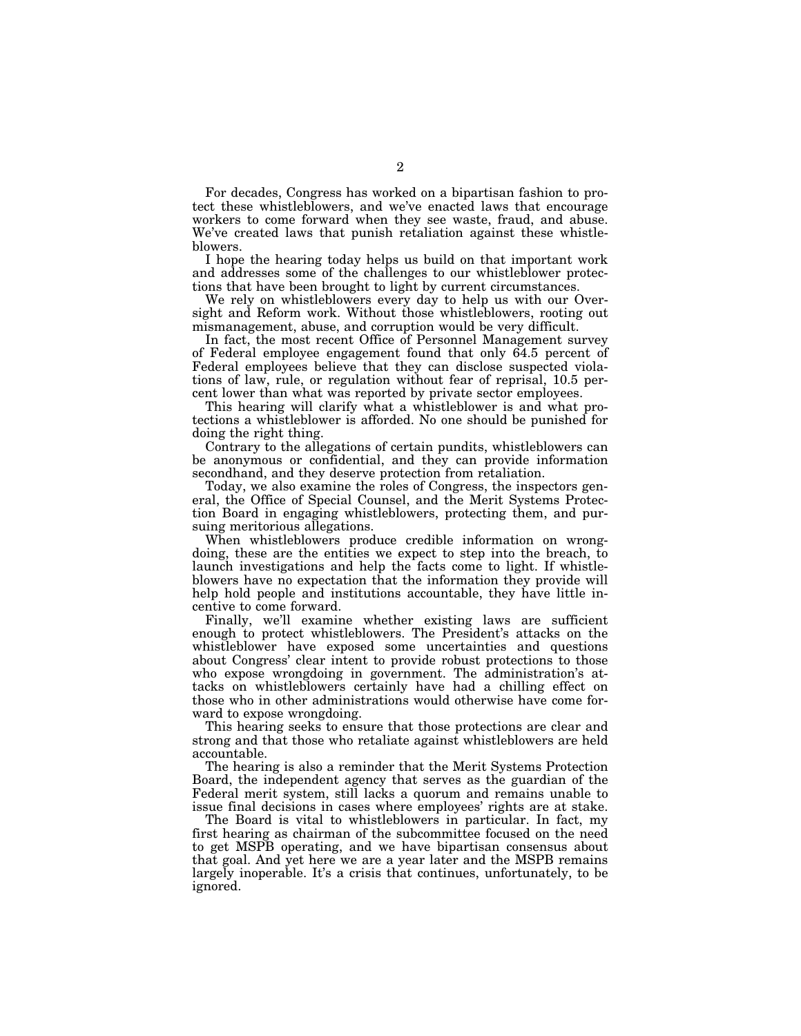For decades, Congress has worked on a bipartisan fashion to protect these whistleblowers, and we've enacted laws that encourage workers to come forward when they see waste, fraud, and abuse. We've created laws that punish retaliation against these whistleblowers.

I hope the hearing today helps us build on that important work and addresses some of the challenges to our whistleblower protections that have been brought to light by current circumstances.

We rely on whistleblowers every day to help us with our Oversight and Reform work. Without those whistleblowers, rooting out mismanagement, abuse, and corruption would be very difficult.

In fact, the most recent Office of Personnel Management survey of Federal employee engagement found that only 64.5 percent of Federal employees believe that they can disclose suspected violations of law, rule, or regulation without fear of reprisal, 10.5 percent lower than what was reported by private sector employees.

This hearing will clarify what a whistleblower is and what protections a whistleblower is afforded. No one should be punished for doing the right thing.

Contrary to the allegations of certain pundits, whistleblowers can be anonymous or confidential, and they can provide information secondhand, and they deserve protection from retaliation.

Today, we also examine the roles of Congress, the inspectors general, the Office of Special Counsel, and the Merit Systems Protection Board in engaging whistleblowers, protecting them, and pursuing meritorious allegations.

When whistleblowers produce credible information on wrongdoing, these are the entities we expect to step into the breach, to launch investigations and help the facts come to light. If whistleblowers have no expectation that the information they provide will help hold people and institutions accountable, they have little incentive to come forward.

Finally, we'll examine whether existing laws are sufficient enough to protect whistleblowers. The President's attacks on the whistleblower have exposed some uncertainties and questions about Congress' clear intent to provide robust protections to those who expose wrongdoing in government. The administration's attacks on whistleblowers certainly have had a chilling effect on those who in other administrations would otherwise have come forward to expose wrongdoing.

This hearing seeks to ensure that those protections are clear and strong and that those who retaliate against whistleblowers are held accountable.

The hearing is also a reminder that the Merit Systems Protection Board, the independent agency that serves as the guardian of the Federal merit system, still lacks a quorum and remains unable to issue final decisions in cases where employees' rights are at stake.

The Board is vital to whistleblowers in particular. In fact, my first hearing as chairman of the subcommittee focused on the need to get MSPB operating, and we have bipartisan consensus about that goal. And yet here we are a year later and the MSPB remains largely inoperable. It's a crisis that continues, unfortunately, to be ignored.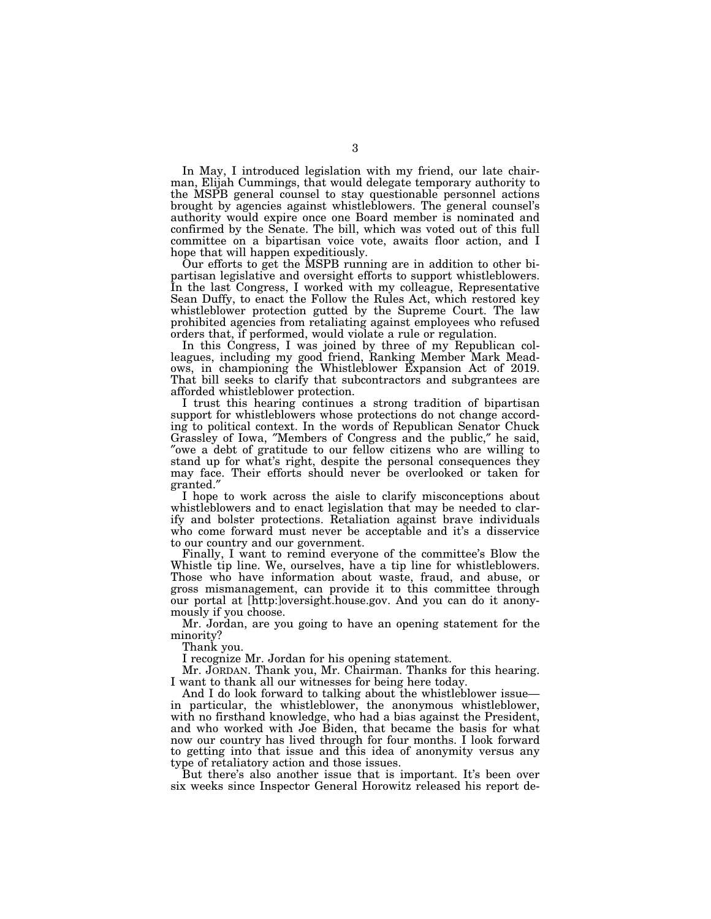In May, I introduced legislation with my friend, our late chairman, Elijah Cummings, that would delegate temporary authority to the MSPB general counsel to stay questionable personnel actions brought by agencies against whistleblowers. The general counsel's authority would expire once one Board member is nominated and confirmed by the Senate. The bill, which was voted out of this full committee on a bipartisan voice vote, awaits floor action, and I hope that will happen expeditiously.

Our efforts to get the MSPB running are in addition to other bipartisan legislative and oversight efforts to support whistleblowers. In the last Congress, I worked with my colleague, Representative Sean Duffy, to enact the Follow the Rules Act, which restored key whistleblower protection gutted by the Supreme Court. The law prohibited agencies from retaliating against employees who refused orders that, if performed, would violate a rule or regulation.

In this Congress, I was joined by three of my Republican colleagues, including my good friend, Ranking Member Mark Meadows, in championing the Whistleblower Expansion Act of 2019. That bill seeks to clarify that subcontractors and subgrantees are afforded whistleblower protection.

I trust this hearing continues a strong tradition of bipartisan support for whistleblowers whose protections do not change according to political context. In the words of Republican Senator Chuck Grassley of Iowa, "Members of Congress and the public," he said, "owe a debt of gratitude to our fellow citizens who are willing to stand up for what's right, despite the personal consequences they may face. Their efforts should never be overlooked or taken for granted."

I hope to work across the aisle to clarify misconceptions about whistleblowers and to enact legislation that may be needed to clarify and bolster protections. Retaliation against brave individuals who come forward must never be acceptable and it's a disservice to our country and our government.

Finally, I want to remind everyone of the committee's Blow the Whistle tip line. We, ourselves, have a tip line for whistleblowers. Those who have information about waste, fraud, and abuse, or gross mismanagement, can provide it to this committee through our portal at [http:]oversight.house.gov. And you can do it anonymously if you choose.

Mr. Jordan, are you going to have an opening statement for the minority?

Thank you.

I recognize Mr. Jordan for his opening statement.

Mr. JORDAN. Thank you, Mr. Chairman. Thanks for this hearing. I want to thank all our witnesses for being here today.

And I do look forward to talking about the whistleblower issue—in particular, the whistleblower, the anonymous whistleblower, with no firsthand knowledge, who had a bias against the President, and who worked with Joe Biden, that became the basis for what now our country has lived through for four months. I look forward to getting into that issue and this idea of anonymity versus any type of retaliatory action and those issues.

But there's also another issue that is important. It's been over six weeks since Inspector General Horowitz released his report de-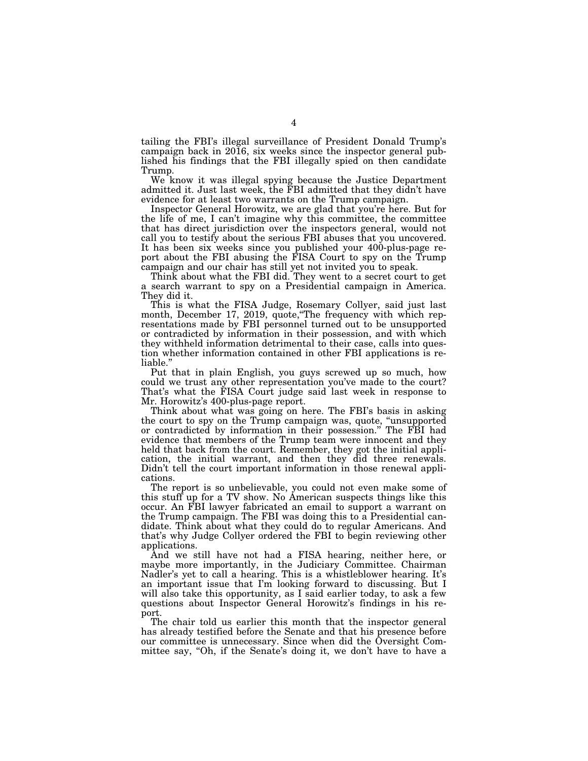tailing the FBI's illegal surveillance of President Donald Trump's campaign back in 2016, six weeks since the inspector general published his findings that the FBI illegally spied on then candidate Trump.

We know it was illegal spying because the Justice Department admitted it. Just last week, the FBI admitted that they didn't have evidence for at least two warrants on the Trump campaign.

Inspector General Horowitz, we are glad that you're here. But for the life of me, I can't imagine why this committee, the committee that has direct jurisdiction over the inspectors general, would not call you to testify about the serious FBI abuses that you uncovered. It has been six weeks since you published your 400-plus-page report about the FBI abusing the FISA Court to spy on the Trump campaign and our chair has still yet not invited you to speak.

Think about what the FBI did. They went to a secret court to get a search warrant to spy on a Presidential campaign in America. They did it.

This is what the FISA Judge, Rosemary Collyer, said just last month, December 17, 2019, quote,"The frequency with which representations made by FBI personnel turned out to be unsupported or contradicted by information in their possession, and with which they withheld information detrimental to their case, calls into question whether information contained in other FBI applications is reliable."

Put that in plain English, you guys screwed up so much, how could we trust any other representation you've made to the court? That's what the FISA Court judge said last week in response to Mr. Horowitz's 400-plus-page report.

Think about what was going on here. The FBI's basis in asking the court to spy on the Trump campaign was, quote, "unsupported or contradicted by information in their possession." The FBI had evidence that members of the Trump team were innocent and they held that back from the court. Remember, they got the initial application, the initial warrant, and then they did three renewals. Didn't tell the court important information in those renewal applications.

The report is so unbelievable, you could not even make some of this stuff up for a TV show. No American suspects things like this occur. An FBI lawyer fabricated an email to support a warrant on the Trump campaign. The FBI was doing this to a Presidential candidate. Think about what they could do to regular Americans. And that's why Judge Collyer ordered the FBI to begin reviewing other applications.

And we still have not had a FISA hearing, neither here, or maybe more importantly, in the Judiciary Committee. Chairman Nadler's yet to call a hearing. This is a whistleblower hearing. It's an important issue that I'm looking forward to discussing. But I will also take this opportunity, as I said earlier today, to ask a few questions about Inspector General Horowitz's findings in his report.

The chair told us earlier this month that the inspector general has already testified before the Senate and that his presence before our committee is unnecessary. Since when did the Oversight Committee say, "Oh, if the Senate's doing it, we don't have to have a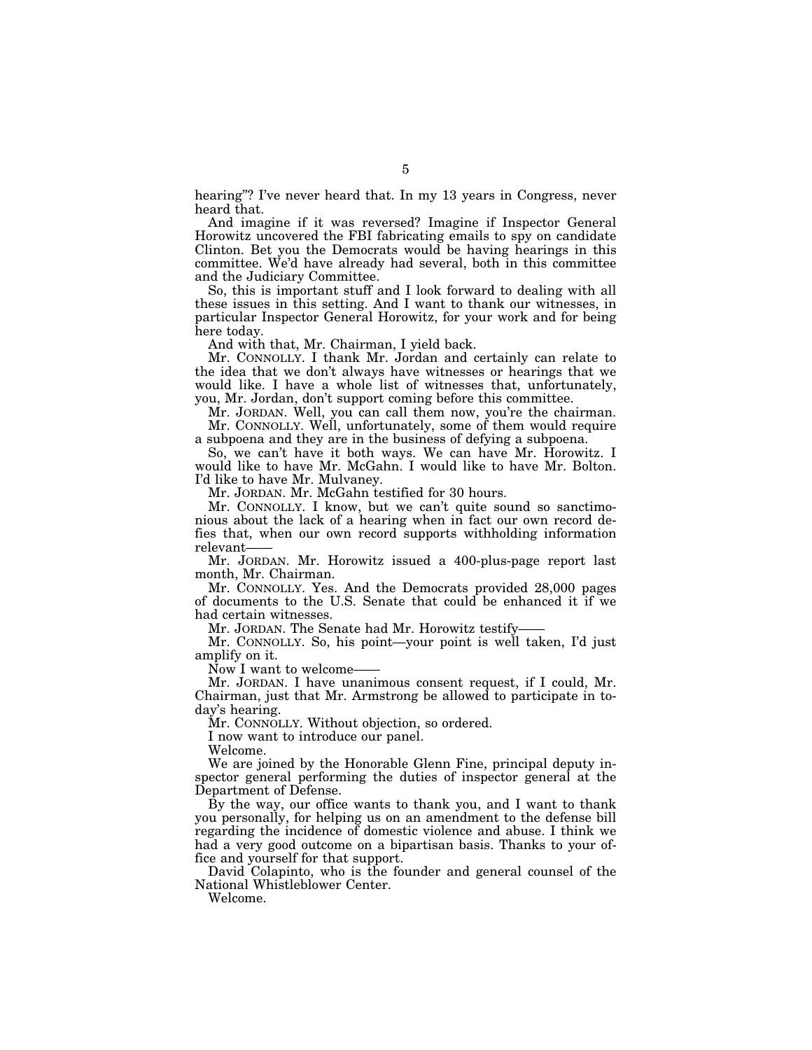hearing"? I've never heard that. In my 13 years in Congress, never heard that.

And imagine if it was reversed? Imagine if Inspector General Horowitz uncovered the FBI fabricating emails to spy on candidate Clinton. Bet you the Democrats would be having hearings in this committee. We'd have already had several, both in this committee and the Judiciary Committee.

So, this is important stuff and I look forward to dealing with all these issues in this setting. And I want to thank our witnesses, in particular Inspector General Horowitz, for your work and for being here today.

And with that, Mr. Chairman, I yield back.

Mr. CONNOLLY. I thank Mr. Jordan and certainly can relate to the idea that we don't always have witnesses or hearings that we would like. I have a whole list of witnesses that, unfortunately, you, Mr. Jordan, don't support coming before this committee.

Mr. JORDAN. Well, you can call them now, you're the chairman.

Mr. CONNOLLY. Well, unfortunately, some of them would require a subpoena and they are in the business of defying a subpoena.

So, we can't have it both ways. We can have Mr. Horowitz. I would like to have Mr. McGahn. I would like to have Mr. Bolton. I'd like to have Mr. Mulvaney.

Mr. JORDAN. Mr. McGahn testified for 30 hours.

Mr. CONNOLLY. I know, but we can't quite sound so sanctimonious about the lack of a hearing when in fact our own record defies that, when our own record supports withholding information relevant——

Mr. JORDAN. Mr. Horowitz issued a 400-plus-page report last month, Mr. Chairman.

Mr. CONNOLLY. Yes. And the Democrats provided 28,000 pages of documents to the U.S. Senate that could be enhanced it if we had certain witnesses.

Mr. JORDAN. The Senate had Mr. Horowitz testify——

Mr. CONNOLLY. So, his point—your point is well taken, I'd just amplify on it.

Now I want to welcome——

Mr. JORDAN. I have unanimous consent request, if I could, Mr. Chairman, just that Mr. Armstrong be allowed to participate in today's hearing.

Mr. CONNOLLY. Without objection, so ordered.

I now want to introduce our panel.

Welcome.

We are joined by the Honorable Glenn Fine, principal deputy inspector general performing the duties of inspector general at the Department of Defense.

By the way, our office wants to thank you, and I want to thank you personally, for helping us on an amendment to the defense bill regarding the incidence of domestic violence and abuse. I think we had a very good outcome on a bipartisan basis. Thanks to your office and yourself for that support.

David Colapinto, who is the founder and general counsel of the National Whistleblower Center.

Welcome.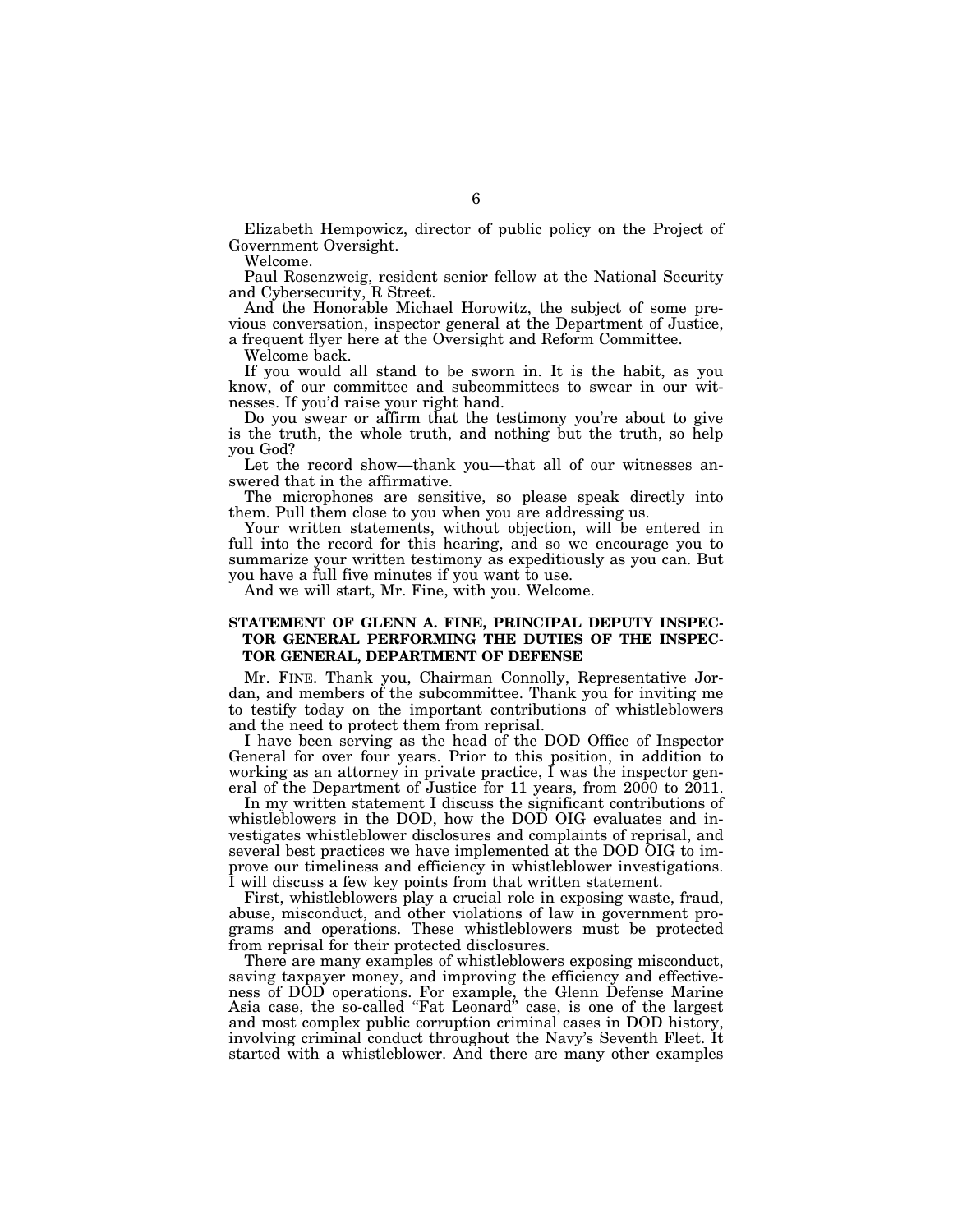Elizabeth Hempowicz, director of public policy on the Project of Government Oversight.

Welcome.

Paul Rosenzweig, resident senior fellow at the National Security and Cybersecurity, R Street.

And the Honorable Michael Horowitz, the subject of some previous conversation, inspector general at the Department of Justice, a frequent flyer here at the Oversight and Reform Committee.

Welcome back.

If you would all stand to be sworn in. It is the habit, as you know, of our committee and subcommittees to swear in our witnesses. If you'd raise your right hand.

Do you swear or affirm that the testimony you're about to give is the truth, the whole truth, and nothing but the truth, so help you God?

Let the record show—thank you—that all of our witnesses answered that in the affirmative.

The microphones are sensitive, so please speak directly into them. Pull them close to you when you are addressing us.

Your written statements, without objection, will be entered in full into the record for this hearing, and so we encourage you to summarize your written testimony as expeditiously as you can. But you have a full five minutes if you want to use.

And we will start, Mr. Fine, with you. Welcome.

## STATEMENT OF GLENN A. FINE, PRINCIPAL DEPUTY INSPECTOR GENERAL PERFORMING THE DUTIES OF THE INSPECTOR GENERAL, DEPARTMENT OF DEFENSE

Mr. FINE. Thank you, Chairman Connolly, Representative Jordan, and members of the subcommittee. Thank you for inviting me to testify today on the important contributions of whistleblowers and the need to protect them from reprisal.

I have been serving as the head of the DOD Office of Inspector General for over four years. Prior to this position, in addition to working as an attorney in private practice, I was the inspector general of the Department of Justice for 11 years, from 2000 to 2011.

In my written statement I discuss the significant contributions of whistleblowers in the DOD, how the DOD OIG evaluates and investigates whistleblower disclosures and complaints of reprisal, and several best practices we have implemented at the DOD OIG to improve our timeliness and efficiency in whistleblower investigations. I will discuss a few key points from that written statement.

First, whistleblowers play a crucial role in exposing waste, fraud, abuse, misconduct, and other violations of law in government programs and operations. These whistleblowers must be protected from reprisal for their protected disclosures.

There are many examples of whistleblowers exposing misconduct, saving taxpayer money, and improving the efficiency and effectiveness of DOD operations. For example, the Glenn Defense Marine Asia case, the so-called "Fat Leonard" case, is one of the largest and most complex public corruption criminal cases in DOD history, involving criminal conduct throughout the Navy's Seventh Fleet. It started with a whistleblower. And there are many other examples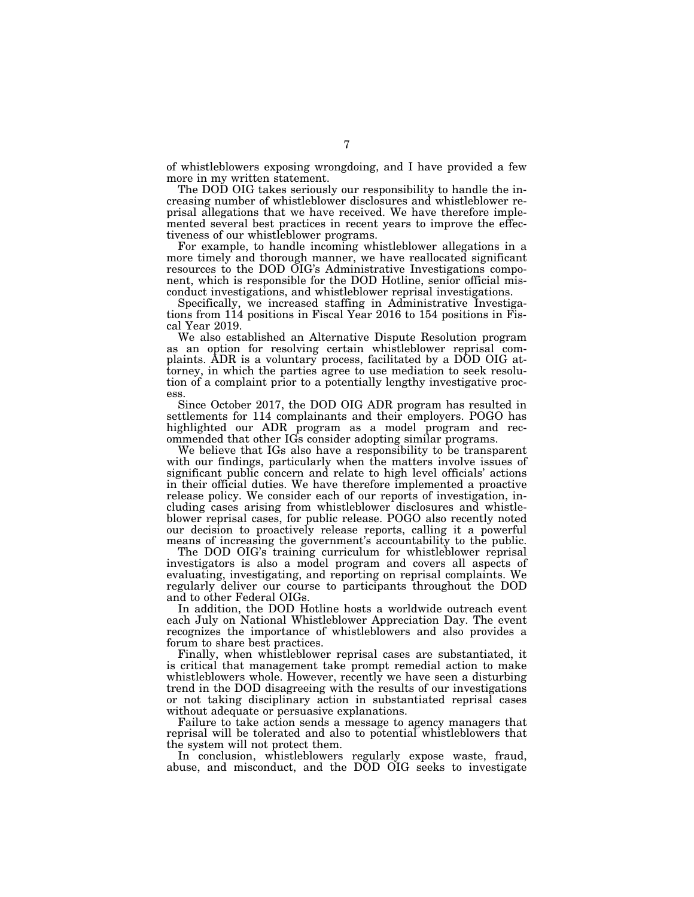of whistleblowers exposing wrongdoing, and I have provided a few more in my written statement.

The DOD OIG takes seriously our responsibility to handle the increasing number of whistleblower disclosures and whistleblower reprisal allegations that we have received. We have therefore implemented several best practices in recent years to improve the effectiveness of our whistleblower programs.

For example, to handle incoming whistleblower allegations in a more timely and thorough manner, we have reallocated significant resources to the DOD OIG's Administrative Investigations component, which is responsible for the DOD Hotline, senior official misconduct investigations, and whistleblower reprisal investigations.

Specifically, we increased staffing in Administrative Investigations from 114 positions in Fiscal Year 2016 to 154 positions in Fiscal Year 2019.

We also established an Alternative Dispute Resolution program as an option for resolving certain whistleblower reprisal complaints. ADR is a voluntary process, facilitated by a DOD OIG attorney, in which the parties agree to use mediation to seek resolution of a complaint prior to a potentially lengthy investigative process.

Since October 2017, the DOD OIG ADR program has resulted in settlements for 114 complainants and their employers. POGO has highlighted our ADR program as a model program and recommended that other IGs consider adopting similar programs.

We believe that IGs also have a responsibility to be transparent with our findings, particularly when the matters involve issues of significant public concern and relate to high level officials' actions in their official duties. We have therefore implemented a proactive release policy. We consider each of our reports of investigation, including cases arising from whistleblower disclosures and whistleblower reprisal cases, for public release. POGO also recently noted our decision to proactively release reports, calling it a powerful means of increasing the government's accountability to the public.

The DOD OIG's training curriculum for whistleblower reprisal investigators is also a model program and covers all aspects of evaluating, investigating, and reporting on reprisal complaints. We regularly deliver our course to participants throughout the DOD and to other Federal OIGs.

In addition, the DOD Hotline hosts a worldwide outreach event each July on National Whistleblower Appreciation Day. The event recognizes the importance of whistleblowers and also provides a forum to share best practices.

Finally, when whistleblower reprisal cases are substantiated, it is critical that management take prompt remedial action to make whistleblowers whole. However, recently we have seen a disturbing trend in the DOD disagreeing with the results of our investigations or not taking disciplinary action in substantiated reprisal cases without adequate or persuasive explanations.

Failure to take action sends a message to agency managers that reprisal will be tolerated and also to potential whistleblowers that the system will not protect them.

In conclusion, whistleblowers regularly expose waste, fraud, abuse, and misconduct, and the DOD OIG seeks to investigate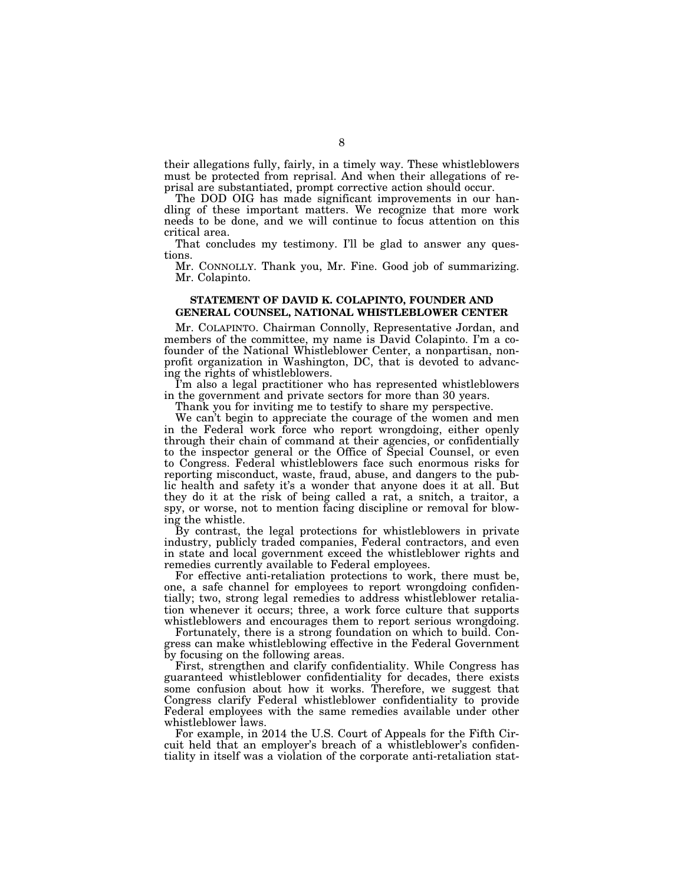their allegations fully, fairly, in a timely way. These whistleblowers must be protected from reprisal. And when their allegations of reprisal are substantiated, prompt corrective action should occur.

The DOD OIG has made significant improvements in our handling of these important matters. We recognize that more work needs to be done, and we will continue to focus attention on this critical area.

That concludes my testimony. I'll be glad to answer any questions.

Mr. CONNOLLY. Thank you, Mr. Fine. Good job of summarizing. Mr. Colapinto.

**STATEMENT OF DAVID K. COLAPINTO, FOUNDER AND GENERAL COUNSEL, NATIONAL WHISTLEBLOWER CENTER**

Mr. COLAPINTO. Chairman Connolly, Representative Jordan, and members of the committee, my name is David Colapinto. I'm a cofounder of the National Whistleblower Center, a nonpartisan, nonprofit organization in Washington, DC, that is devoted to advancing the rights of whistleblowers.

I'm also a legal practitioner who has represented whistleblowers in the government and private sectors for more than 30 years.

Thank you for inviting me to testify to share my perspective.

We can't begin to appreciate the courage of the women and men in the Federal work force who report wrongdoing, either openly through their chain of command at their agencies, or confidentially to the inspector general or the Office of Special Counsel, or even to Congress. Federal whistleblowers face such enormous risks for reporting misconduct, waste, fraud, abuse, and dangers to the public health and safety it's a wonder that anyone does it at all. But they do it at the risk of being called a rat, a snitch, a traitor, a spy, or worse, not to mention facing discipline or removal for blowing the whistle.

By contrast, the legal protections for whistleblowers in private industry, publicly traded companies, Federal contractors, and even in state and local government exceed the whistleblower rights and remedies currently available to Federal employees.

For effective anti-retaliation protections to work, there must be, one, a safe channel for employees to report wrongdoing confidentially; two, strong legal remedies to address whistleblower retaliation whenever it occurs; three, a work force culture that supports whistleblowers and encourages them to report serious wrongdoing.

Fortunately, there is a strong foundation on which to build. Congress can make whistleblowing effective in the Federal Government by focusing on the following areas.

First, strengthen and clarify confidentiality. While Congress has guaranteed whistleblower confidentiality for decades, there exists some confusion about how it works. Therefore, we suggest that Congress clarify Federal whistleblower confidentiality to provide Federal employees with the same remedies available under other whistleblower laws.

For example, in 2014 the U.S. Court of Appeals for the Fifth Circuit held that an employer's breach of a whistleblower's confidentiality in itself was a violation of the corporate anti-retaliation stat-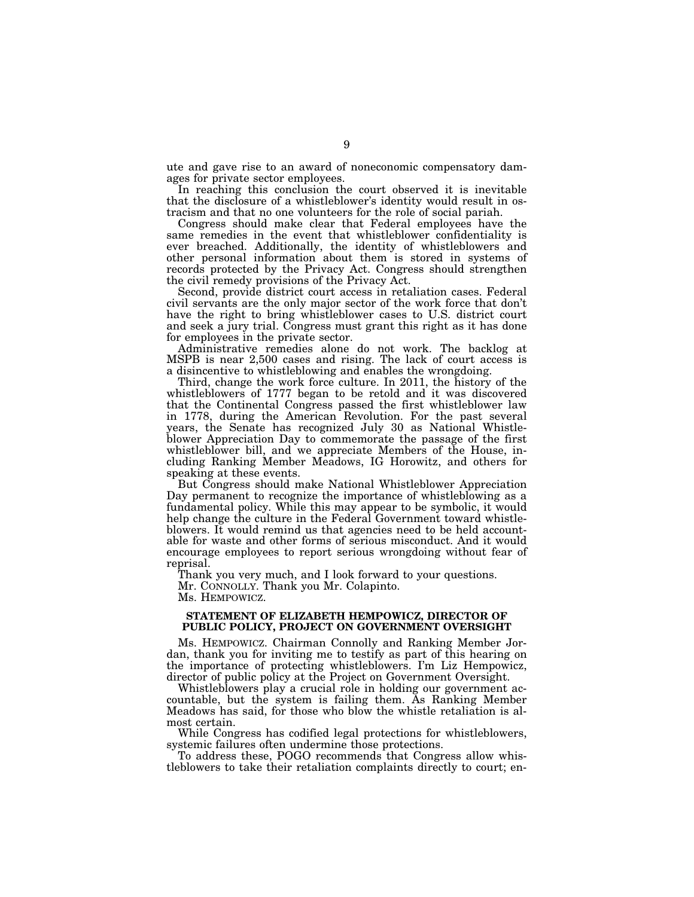ute and gave rise to an award of noneconomic compensatory damages for private sector employees.

In reaching this conclusion the court observed it is inevitable that the disclosure of a whistleblower's identity would result in ostracism and that no one volunteers for the role of social pariah.

Congress should make clear that Federal employees have the same remedies in the event that whistleblower confidentiality is ever breached. Additionally, the identity of whistleblowers and other personal information about them is stored in systems of records protected by the Privacy Act. Congress should strengthen the civil remedy provisions of the Privacy Act.

Second, provide district court access in retaliation cases. Federal civil servants are the only major sector of the work force that don't have the right to bring whistleblower cases to U.S. district court and seek a jury trial. Congress must grant this right as it has done for employees in the private sector.

Administrative remedies alone do not work. The backlog at MSPB is near 2,500 cases and rising. The lack of court access is a disincentive to whistleblowing and enables the wrongdoing.

Third, change the work force culture. In 2011, the history of the whistleblowers of 1777 began to be retold and it was discovered that the Continental Congress passed the first whistleblower law in 1778, during the American Revolution. For the past several years, the Senate has recognized July 30 as National Whistleblower Appreciation Day to commemorate the passage of the first whistleblower bill, and we appreciate Members of the House, including Ranking Member Meadows, IG Horowitz, and others for speaking at these events.

But Congress should make National Whistleblower Appreciation Day permanent to recognize the importance of whistleblowing as a fundamental policy. While this may appear to be symbolic, it would help change the culture in the Federal Government toward whistleblowers. It would remind us that agencies need to be held accountable for waste and other forms of serious misconduct. And it would encourage employees to report serious wrongdoing without fear of reprisal.

Thank you very much, and I look forward to your questions.

Mr. CONNOLLY. Thank you Mr. Colapinto.

Ms. HEMPOWICZ.

**STATEMENT OF ELIZABETH HEMPOWICZ, DIRECTOR OF PUBLIC POLICY, PROJECT ON GOVERNMENT OVERSIGHT**

Ms. HEMPOWICZ. Chairman Connolly and Ranking Member Jordan, thank you for inviting me to testify as part of this hearing on the importance of protecting whistleblowers. I'm Liz Hempowicz, director of public policy at the Project on Government Oversight.

Whistleblowers play a crucial role in holding our government accountable, but the system is failing them. As Ranking Member Meadows has said, for those who blow the whistle retaliation is almost certain.

While Congress has codified legal protections for whistleblowers, systemic failures often undermine those protections.

To address these, POGO recommends that Congress allow whistleblowers to take their retaliation complaints directly to court; en-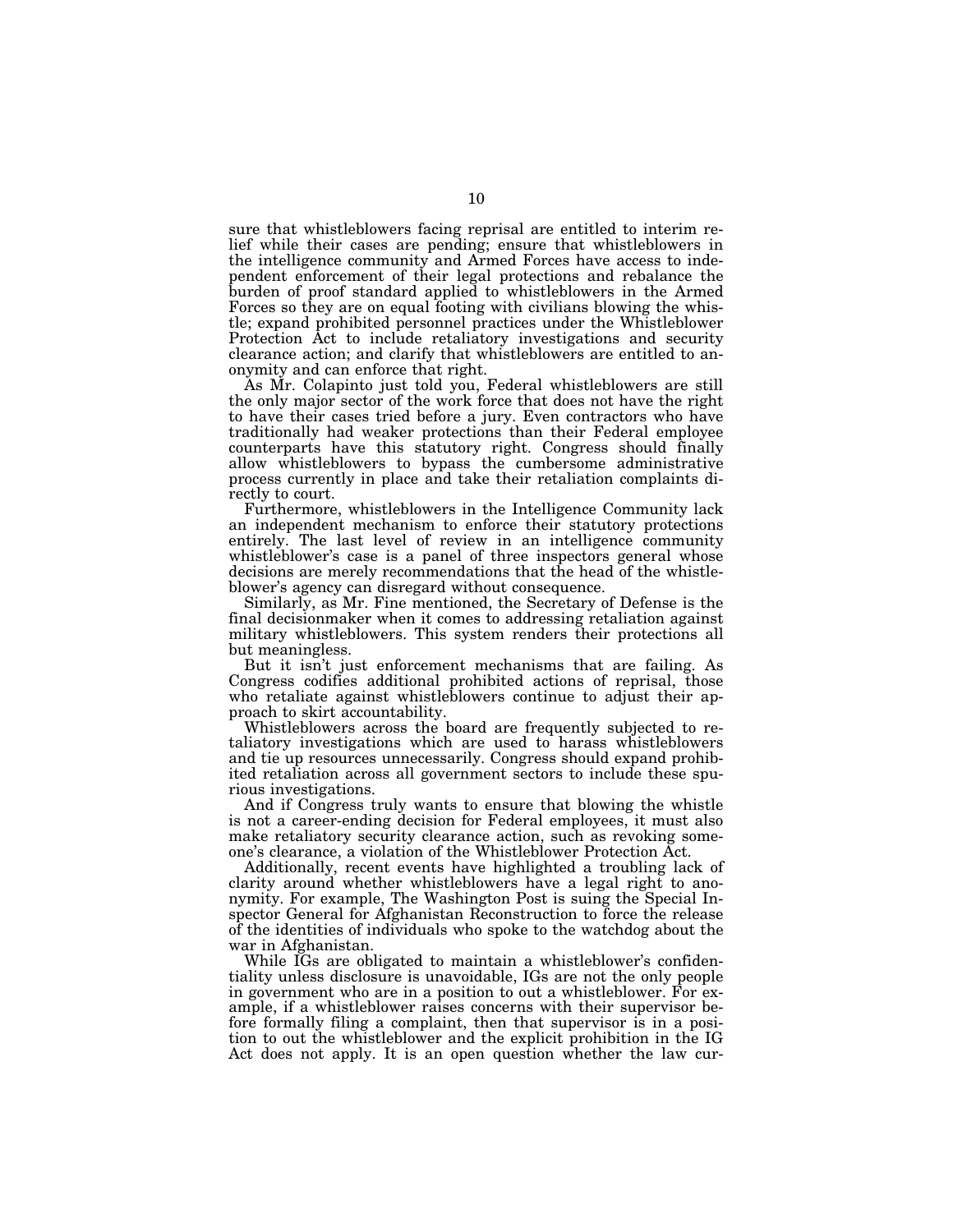sure that whistleblowers facing reprisal are entitled to interim relief while their cases are pending; ensure that whistleblowers in the intelligence community and Armed Forces have access to independent enforcement of their legal protections and rebalance the burden of proof standard applied to whistleblowers in the Armed Forces so they are on equal footing with civilians blowing the whistle; expand prohibited personnel practices under the Whistleblower Protection Act to include retaliatory investigations and security clearance action; and clarify that whistleblowers are entitled to anonymity and can enforce that right.

As Mr. Colapinto just told you, Federal whistleblowers are still the only major sector of the work force that does not have the right to have their cases tried before a jury. Even contractors who have traditionally had weaker protections than their Federal employee counterparts have this statutory right. Congress should finally allow whistleblowers to bypass the cumbersome administrative process currently in place and take their retaliation complaints directly to court.

Furthermore, whistleblowers in the Intelligence Community lack an independent mechanism to enforce their statutory protections entirely. The last level of review in an intelligence community whistleblower's case is a panel of three inspectors general whose decisions are merely recommendations that the head of the whistleblower's agency can disregard without consequence.

Similarly, as Mr. Fine mentioned, the Secretary of Defense is the final decisionmaker when it comes to addressing retaliation against military whistleblowers. This system renders their protections all but meaningless.

But it isn't just enforcement mechanisms that are failing. As Congress codifies additional prohibited actions of reprisal, those who retaliate against whistleblowers continue to adjust their approach to skirt accountability.

Whistleblowers across the board are frequently subjected to retaliatory investigations which are used to harass whistleblowers and tie up resources unnecessarily. Congress should expand prohibited retaliation across all government sectors to include these spurious investigations.

And if Congress truly wants to ensure that blowing the whistle is not a career-ending decision for Federal employees, it must also make retaliatory security clearance action, such as revoking someone's clearance, a violation of the Whistleblower Protection Act.

Additionally, recent events have highlighted a troubling lack of clarity around whether whistleblowers have a legal right to anonymity. For example, The Washington Post is suing the Special Inspector General for Afghanistan Reconstruction to force the release of the identities of individuals who spoke to the watchdog about the war in Afghanistan.

While IGs are obligated to maintain a whistleblower's confidentiality unless disclosure is unavoidable, IGs are not the only people in government who are in a position to out a whistleblower. For example, if a whistleblower raises concerns with their supervisor before formally filing a complaint, then that supervisor is in a position to out the whistleblower and the explicit prohibition in the IG Act does not apply. It is an open question whether the law cur-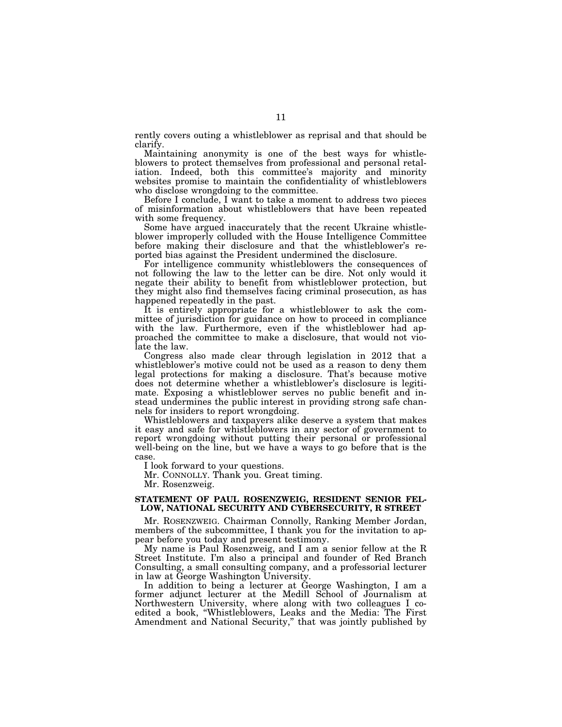rently covers outing a whistleblower as reprisal and that should be clarify.

Maintaining anonymity is one of the best ways for whistleblowers to protect themselves from professional and personal retaliation. Indeed, both this committee's majority and minority websites promise to maintain the confidentiality of whistleblowers who disclose wrongdoing to the committee.

Before I conclude, I want to take a moment to address two pieces of misinformation about whistleblowers that have been repeated with some frequency.

Some have argued inaccurately that the recent Ukraine whistleblower improperly colluded with the House Intelligence Committee before making their disclosure and that the whistleblower's reported bias against the President undermined the disclosure.

For intelligence community whistleblowers the consequences of not following the law to the letter can be dire. Not only would it negate their ability to benefit from whistleblower protection, but they might also find themselves facing criminal prosecution, as has happened repeatedly in the past.

It is entirely appropriate for a whistleblower to ask the committee of jurisdiction for guidance on how to proceed in compliance with the law. Furthermore, even if the whistleblower had approached the committee to make a disclosure, that would not violate the law.

Congress also made clear through legislation in 2012 that a whistleblower's motive could not be used as a reason to deny them legal protections for making a disclosure. That's because motive does not determine whether a whistleblower's disclosure is legitimate. Exposing a whistleblower serves no public benefit and instead undermines the public interest in providing strong safe channels for insiders to report wrongdoing.

Whistleblowers and taxpayers alike deserve a system that makes it easy and safe for whistleblowers in any sector of government to report wrongdoing without putting their personal or professional well-being on the line, but we have a ways to go before that is the case.

I look forward to your questions.

Mr. CONNOLLY. Thank you. Great timing.

Mr. Rosenzweig.

**STATEMENT OF PAUL ROSENZWEIG, RESIDENT SENIOR FELLOW, NATIONAL SECURITY AND CYBERSECURITY, R STREET**

Mr. ROSENZWEIG. Chairman Connolly, Ranking Member Jordan, members of the subcommittee, I thank you for the invitation to appear before you today and present testimony.

My name is Paul Rosenzweig, and I am a senior fellow at the R Street Institute. I'm also a principal and founder of Red Branch Consulting, a small consulting company, and a professorial lecturer in law at George Washington University.

In addition to being a lecturer at George Washington, I am a former adjunct lecturer at the Medill School of Journalism at Northwestern University, where along with two colleagues I co-edited a book, "Whistleblowers, Leaks and the Media: The First Amendment and National Security," that was jointly published by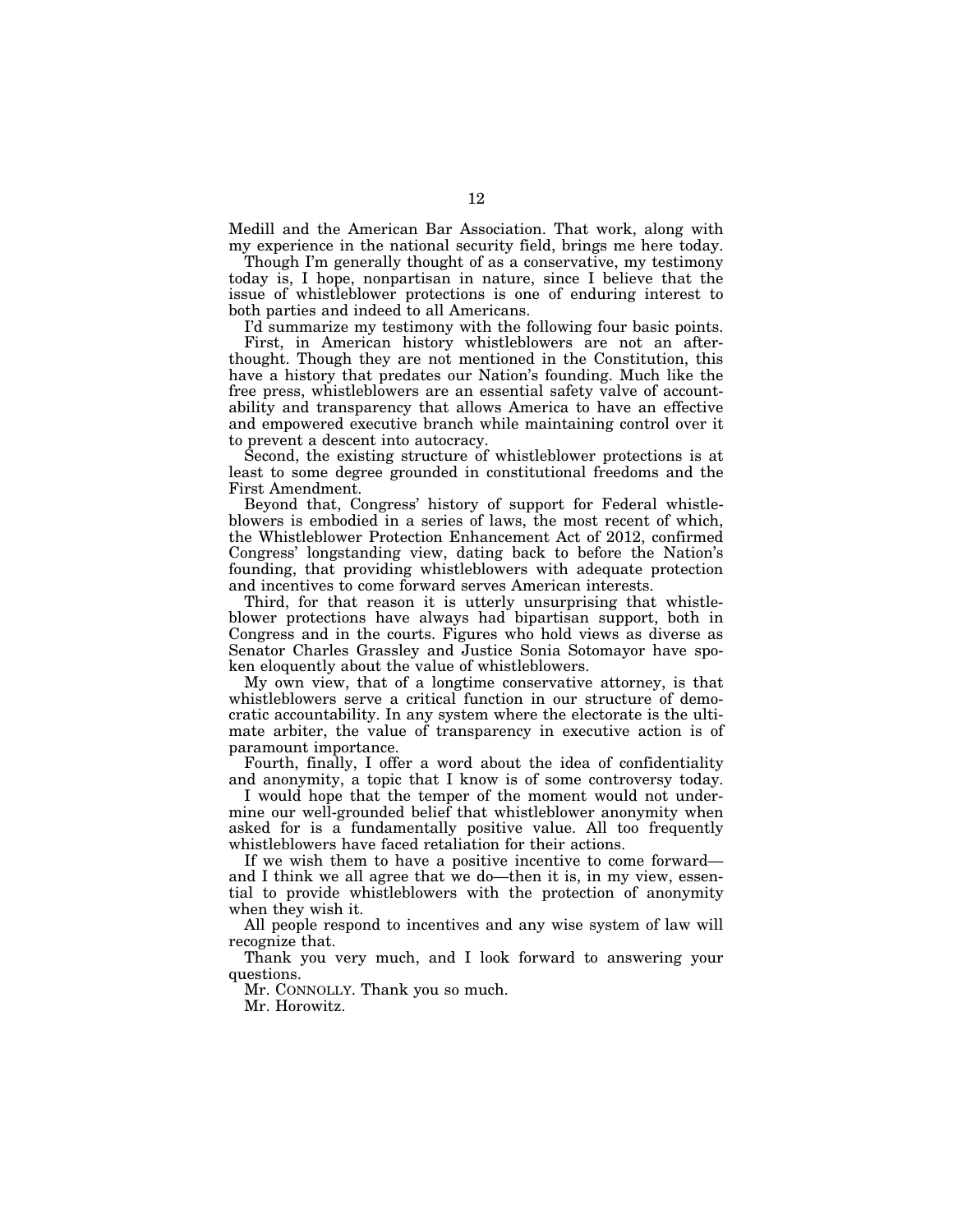Medill and the American Bar Association. That work, along with my experience in the national security field, brings me here today.

Though I'm generally thought of as a conservative, my testimony today is, I hope, nonpartisan in nature, since I believe that the issue of whistleblower protections is one of enduring interest to both parties and indeed to all Americans.

I'd summarize my testimony with the following four basic points.

First, in American history whistleblowers are not an afterthought. Though they are not mentioned in the Constitution, this have a history that predates our Nation's founding. Much like the free press, whistleblowers are an essential safety valve of accountability and transparency that allows America to have an effective and empowered executive branch while maintaining control over it to prevent a descent into autocracy.

Second, the existing structure of whistleblower protections is at least to some degree grounded in constitutional freedoms and the First Amendment.

Beyond that, Congress' history of support for Federal whistleblowers is embodied in a series of laws, the most recent of which, the Whistleblower Protection Enhancement Act of 2012, confirmed Congress' longstanding view, dating back to before the Nation's founding, that providing whistleblowers with adequate protection and incentives to come forward serves American interests.

Third, for that reason it is utterly unsurprising that whistleblower protections have always had bipartisan support, both in Congress and in the courts. Figures who hold views as diverse as Senator Charles Grassley and Justice Sonia Sotomayor have spoken eloquently about the value of whistleblowers.

My own view, that of a longtime conservative attorney, is that whistleblowers serve a critical function in our structure of democratic accountability. In any system where the electorate is the ultimate arbiter, the value of transparency in executive action is of paramount importance.

Fourth, finally, I offer a word about the idea of confidentiality and anonymity, a topic that I know is of some controversy today.

I would hope that the temper of the moment would not undermine our well-grounded belief that whistleblower anonymity when asked for is a fundamentally positive value. All too frequently whistleblowers have faced retaliation for their actions.

If we wish them to have a positive incentive to come forward—and I think we all agree that we do—then it is, in my view, essential to provide whistleblowers with the protection of anonymity when they wish it.

All people respond to incentives and any wise system of law will recognize that.

Thank you very much, and I look forward to answering your questions.

Mr. CONNOLLY. Thank you so much.

Mr. Horowitz.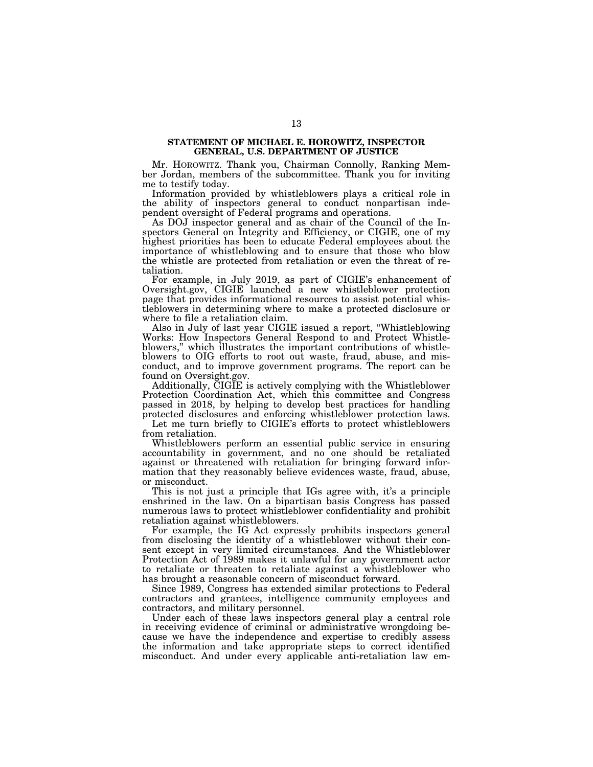## STATEMENT OF MICHAEL E. HOROWITZ, INSPECTOR GENERAL, U.S. DEPARTMENT OF JUSTICE

Mr. HOROWITZ. Thank you, Chairman Connolly, Ranking Member Jordan, members of the subcommittee. Thank you for inviting me to testify today.

Information provided by whistleblowers plays a critical role in the ability of inspectors general to conduct nonpartisan independent oversight of Federal programs and operations.

As DOJ inspector general and as chair of the Council of the Inspectors General on Integrity and Efficiency, or CIGIE, one of my highest priorities has been to educate Federal employees about the importance of whistleblowing and to ensure that those who blow the whistle are protected from retaliation or even the threat of retaliation.

For example, in July 2019, as part of CIGIE's enhancement of Oversight.gov, CIGIE launched a new whistleblower protection page that provides informational resources to assist potential whistleblowers in determining where to make a protected disclosure or where to file a retaliation claim.

Also in July of last year CIGIE issued a report, "Whistleblowing Works: How Inspectors General Respond to and Protect Whistleblowers," which illustrates the important contributions of whistleblowers to OIG efforts to root out waste, fraud, abuse, and misconduct, and to improve government programs. The report can be found on Oversight.gov.

Additionally, CIGIE is actively complying with the Whistleblower Protection Coordination Act, which this committee and Congress passed in 2018, by helping to develop best practices for handling protected disclosures and enforcing whistleblower protection laws.

Let me turn briefly to CIGIE's efforts to protect whistleblowers from retaliation.

Whistleblowers perform an essential public service in ensuring accountability in government, and no one should be retaliated against or threatened with retaliation for bringing forward information that they reasonably believe evidences waste, fraud, abuse, or misconduct.

This is not just a principle that IGs agree with, it's a principle enshrined in the law. On a bipartisan basis Congress has passed numerous laws to protect whistleblower confidentiality and prohibit retaliation against whistleblowers.

For example, the IG Act expressly prohibits inspectors general from disclosing the identity of a whistleblower without their consent except in very limited circumstances. And the Whistleblower Protection Act of 1989 makes it unlawful for any government actor to retaliate or threaten to retaliate against a whistleblower who has brought a reasonable concern of misconduct forward.

Since 1989, Congress has extended similar protections to Federal contractors and grantees, intelligence community employees and contractors, and military personnel.

Under each of these laws inspectors general play a central role in receiving evidence of criminal or administrative wrongdoing because we have the independence and expertise to credibly assess the information and take appropriate steps to correct identified misconduct. And under every applicable anti-retaliation law em-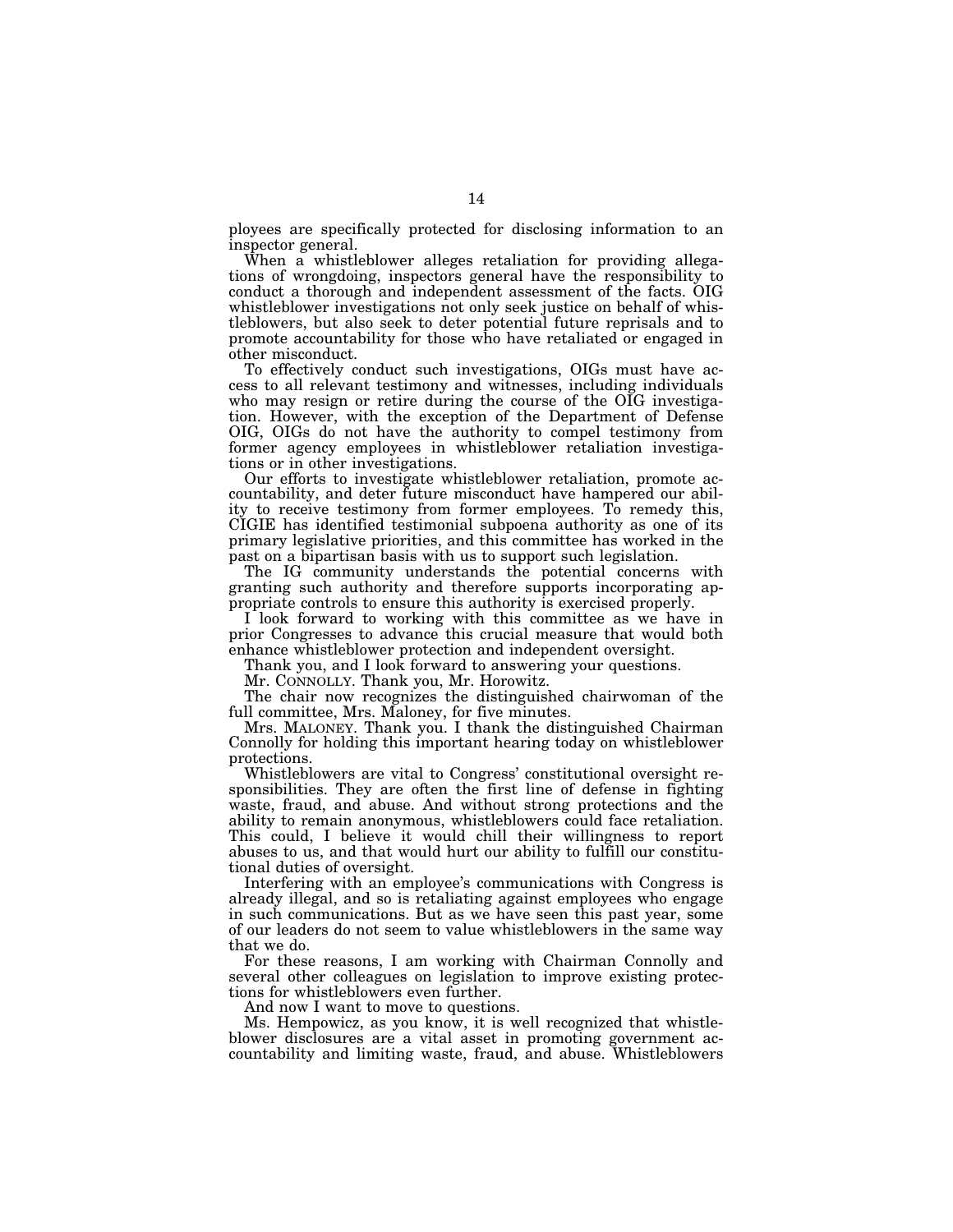ployees are specifically protected for disclosing information to an inspector general.

When a whistleblower alleges retaliation for providing allegations of wrongdoing, inspectors general have the responsibility to conduct a thorough and independent assessment of the facts. OIG whistleblower investigations not only seek justice on behalf of whistleblowers, but also seek to deter potential future reprisals and to promote accountability for those who have retaliated or engaged in other misconduct.

To effectively conduct such investigations, OIGs must have access to all relevant testimony and witnesses, including individuals who may resign or retire during the course of the OIG investigation. However, with the exception of the Department of Defense OIG, OIGs do not have the authority to compel testimony from former agency employees in whistleblower retaliation investigations or in other investigations.

Our efforts to investigate whistleblower retaliation, promote accountability, and deter future misconduct have hampered our ability to receive testimony from former employees. To remedy this, CIGIE has identified testimonial subpoena authority as one of its primary legislative priorities, and this committee has worked in the past on a bipartisan basis with us to support such legislation.

The IG community understands the potential concerns with granting such authority and therefore supports incorporating appropriate controls to ensure this authority is exercised properly.

I look forward to working with this committee as we have in prior Congresses to advance this crucial measure that would both enhance whistleblower protection and independent oversight.

Thank you, and I look forward to answering your questions.

Mr. CONNOLLY. Thank you, Mr. Horowitz.

The chair now recognizes the distinguished chairwoman of the full committee, Mrs. Maloney, for five minutes.

Mrs. MALONEY. Thank you. I thank the distinguished Chairman Connolly for holding this important hearing today on whistleblower protections.

Whistleblowers are vital to Congress' constitutional oversight responsibilities. They are often the first line of defense in fighting waste, fraud, and abuse. And without strong protections and the ability to remain anonymous, whistleblowers could face retaliation. This could, I believe it would chill their willingness to report abuses to us, and that would hurt our ability to fulfill our constitutional duties of oversight.

Interfering with an employee's communications with Congress is already illegal, and so is retaliating against employees who engage in such communications. But as we have seen this past year, some of our leaders do not seem to value whistleblowers in the same way that we do.

For these reasons, I am working with Chairman Connolly and several other colleagues on legislation to improve existing protections for whistleblowers even further.

And now I want to move to questions.

Ms. Hempowicz, as you know, it is well recognized that whistleblower disclosures are a vital asset in promoting government accountability and limiting waste, fraud, and abuse. Whistleblowers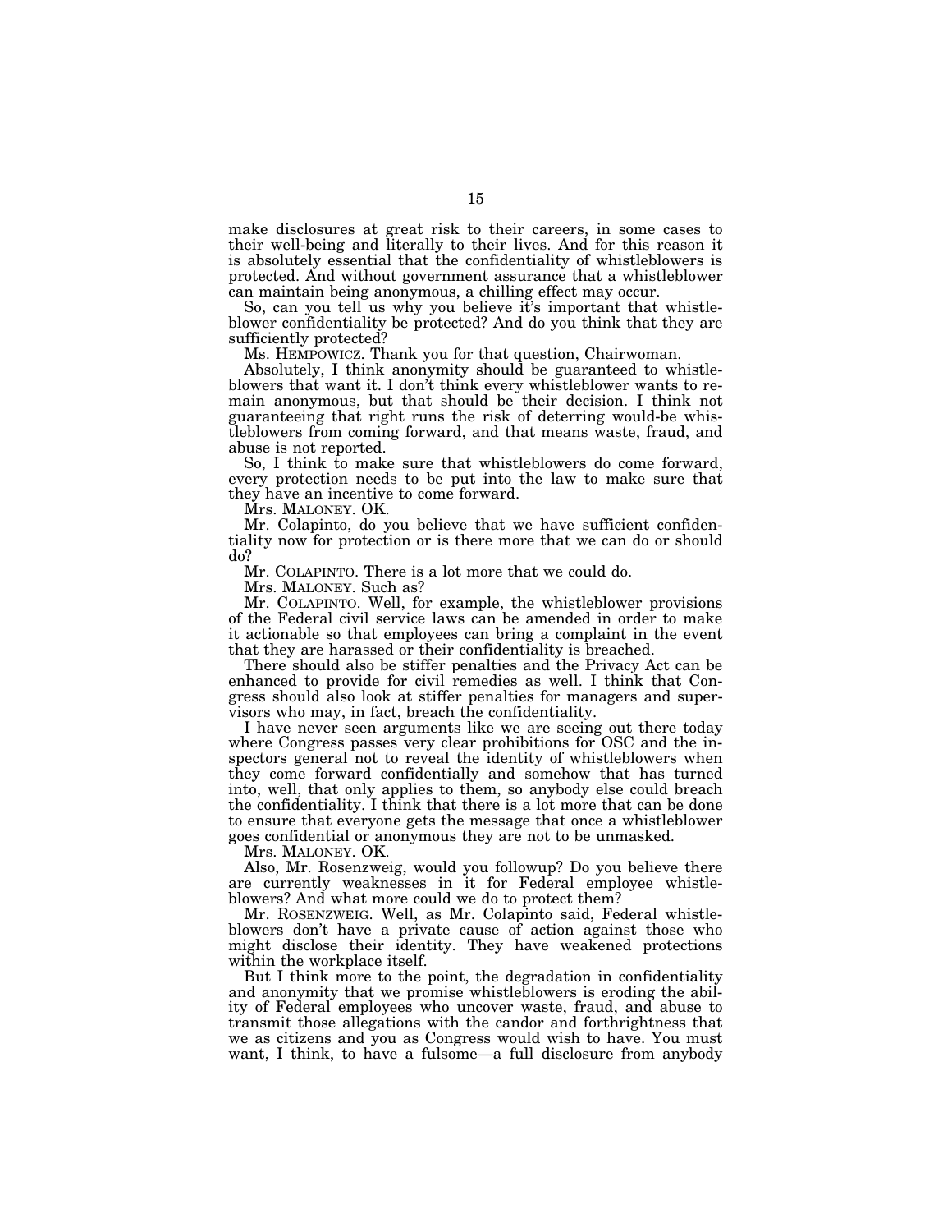make disclosures at great risk to their careers, in some cases to their well-being and literally to their lives. And for this reason it is absolutely essential that the confidentiality of whistleblowers is protected. And without government assurance that a whistleblower can maintain being anonymous, a chilling effect may occur.

So, can you tell us why you believe it's important that whistleblower confidentiality be protected? And do you think that they are sufficiently protected?

Ms. HEMPOWICZ. Thank you for that question, Chairwoman.

Absolutely, I think anonymity should be guaranteed to whistleblowers that want it. I don't think every whistleblower wants to remain anonymous, but that should be their decision. I think not guaranteeing that right runs the risk of deterring would-be whistleblowers from coming forward, and that means waste, fraud, and abuse is not reported.

So, I think to make sure that whistleblowers do come forward, every protection needs to be put into the law to make sure that they have an incentive to come forward.

Mrs. MALONEY. OK.

Mr. Colapinto, do you believe that we have sufficient confidentiality now for protection or is there more that we can do or should do?

Mr. COLAPINTO. There is a lot more that we could do.

Mrs. MALONEY. Such as?

Mr. COLAPINTO. Well, for example, the whistleblower provisions of the Federal civil service laws can be amended in order to make it actionable so that employees can bring a complaint in the event that they are harassed or their confidentiality is breached.

There should also be stiffer penalties and the Privacy Act can be enhanced to provide for civil remedies as well. I think that Congress should also look at stiffer penalties for managers and supervisors who may, in fact, breach the confidentiality.

I have never seen arguments like we are seeing out there today where Congress passes very clear prohibitions for OSC and the inspectors general not to reveal the identity of whistleblowers when they come forward confidentially and somehow that has turned into, well, that only applies to them, so anybody else could breach the confidentiality. I think that there is a lot more that can be done to ensure that everyone gets the message that once a whistleblower goes confidential or anonymous they are not to be unmasked.

Mrs. MALONEY. OK.

Also, Mr. Rosenzweig, would you followup? Do you believe there are currently weaknesses in it for Federal employee whistleblowers? And what more could we do to protect them?

Mr. ROSENZWEIG. Well, as Mr. Colapinto said, Federal whistleblowers don't have a private cause of action against those who might disclose their identity. They have weakened protections within the workplace itself.

But I think more to the point, the degradation in confidentiality and anonymity that we promise whistleblowers is eroding the ability of Federal employees who uncover waste, fraud, and abuse to transmit those allegations with the candor and forthrightness that we as citizens and you as Congress would wish to have. You must want, I think, to have a fulsome—a full disclosure from anybody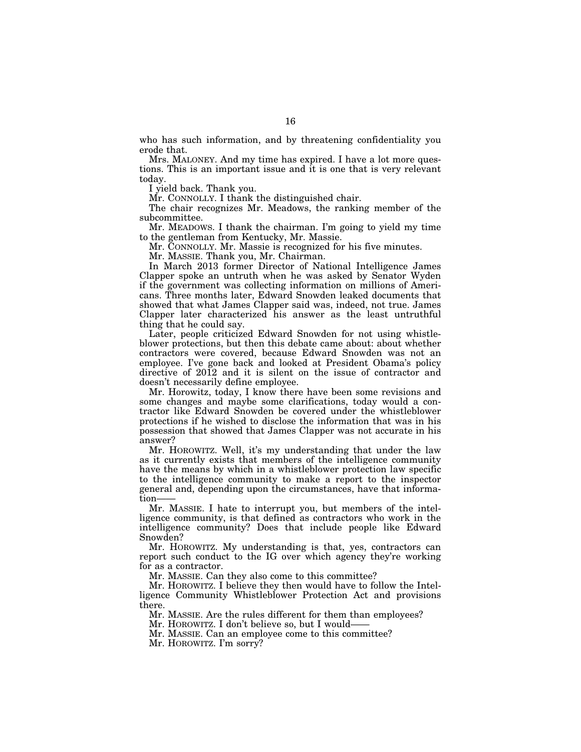who has such information, and by threatening confidentiality you erode that.

Mrs. MALONEY. And my time has expired. I have a lot more questions. This is an important issue and it is one that is very relevant today.

I yield back. Thank you.

Mr. CONNOLLY. I thank the distinguished chair.

The chair recognizes Mr. Meadows, the ranking member of the subcommittee.

Mr. MEADOWS. I thank the chairman. I'm going to yield my time to the gentleman from Kentucky, Mr. Massie.

Mr. CONNOLLY. Mr. Massie is recognized for his five minutes.

Mr. MASSIE. Thank you, Mr. Chairman.

In March 2013 former Director of National Intelligence James Clapper spoke an untruth when he was asked by Senator Wyden if the government was collecting information on millions of Americans. Three months later, Edward Snowden leaked documents that showed that what James Clapper said was, indeed, not true. James Clapper later characterized his answer as the least untruthful thing that he could say.

Later, people criticized Edward Snowden for not using whistleblower protections, but then this debate came about: about whether contractors were covered, because Edward Snowden was not an employee. I've gone back and looked at President Obama's policy directive of 2012 and it is silent on the issue of contractor and doesn't necessarily define employee.

Mr. Horowitz, today, I know there have been some revisions and some changes and maybe some clarifications, today would a contractor like Edward Snowden be covered under the whistleblower protections if he wished to disclose the information that was in his possession that showed that James Clapper was not accurate in his answer?

Mr. HOROWITZ. Well, it's my understanding that under the law as it currently exists that members of the intelligence community have the means by which in a whistleblower protection law specific to the intelligence community to make a report to the inspector general and, depending upon the circumstances, have that information——

Mr. MASSIE. I hate to interrupt you, but members of the intelligence community, is that defined as contractors who work in the intelligence community? Does that include people like Edward Snowden?

Mr. HOROWITZ. My understanding is that, yes, contractors can report such conduct to the IG over which agency they're working for as a contractor.

Mr. MASSIE. Can they also come to this committee?

Mr. HOROWITZ. I believe they then would have to follow the Intelligence Community Whistleblower Protection Act and provisions there.

Mr. MASSIE. Are the rules different for them than employees?

Mr. HOROWITZ. I don't believe so, but I would——

Mr. MASSIE. Can an employee come to this committee?

Mr. HOROWITZ. I'm sorry?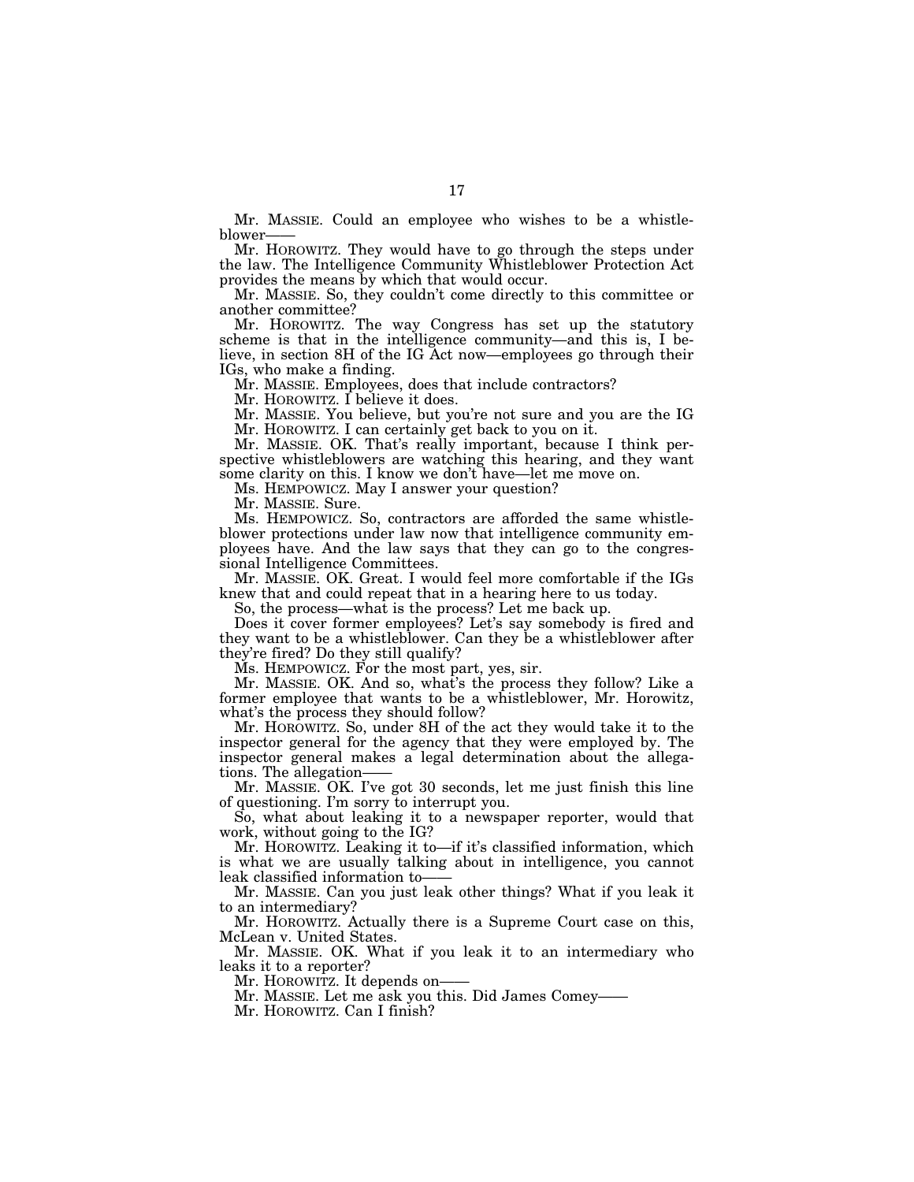Mr. MASSIE. Could an employee who wishes to be a whistleblower——

Mr. HOROWITZ. They would have to go through the steps under the law. The Intelligence Community Whistleblower Protection Act provides the means by which that would occur.

Mr. MASSIE. So, they couldn't come directly to this committee or another committee?

Mr. HOROWITZ. The way Congress has set up the statutory scheme is that in the intelligence community—and this is, I believe, in section 8H of the IG Act now—employees go through their IGs, who make a finding.

Mr. MASSIE. Employees, does that include contractors?

Mr. HOROWITZ. I believe it does.

Mr. MASSIE. You believe, but you're not sure and you are the IG

Mr. HOROWITZ. I can certainly get back to you on it.

Mr. MASSIE. OK. That's really important, because I think perspective whistleblowers are watching this hearing, and they want some clarity on this. I know we don't have—let me move on.

Ms. HEMPOWICZ. May I answer your question?

Mr. MASSIE. Sure.

Ms. HEMPOWICZ. So, contractors are afforded the same whistleblower protections under law now that intelligence community employees have. And the law says that they can go to the congressional Intelligence Committees.

Mr. MASSIE. OK. Great. I would feel more comfortable if the IGs knew that and could repeat that in a hearing here to us today.

So, the process—what is the process? Let me back up.

Does it cover former employees? Let's say somebody is fired and they want to be a whistleblower. Can they be a whistleblower after they're fired? Do they still qualify?

Ms. HEMPOWICZ. For the most part, yes, sir.

Mr. MASSIE. OK. And so, what's the process they follow? Like a former employee that wants to be a whistleblower, Mr. Horowitz, what's the process they should follow?

Mr. HOROWITZ. So, under 8H of the act they would take it to the inspector general for the agency that they were employed by. The inspector general makes a legal determination about the allegations. The allegation——

Mr. MASSIE. OK. I've got 30 seconds, let me just finish this line of questioning. I'm sorry to interrupt you.

So, what about leaking it to a newspaper reporter, would that work, without going to the IG?

Mr. HOROWITZ. Leaking it to—if it's classified information, which is what we are usually talking about in intelligence, you cannot leak classified information to——

Mr. MASSIE. Can you just leak other things? What if you leak it to an intermediary?

Mr. HOROWITZ. Actually there is a Supreme Court case on this, McLean v. United States.

Mr. MASSIE. OK. What if you leak it to an intermediary who leaks it to a reporter?

Mr. HOROWITZ. It depends on——

Mr. MASSIE. Let me ask you this. Did James Comey——

Mr. HOROWITZ. Can I finish?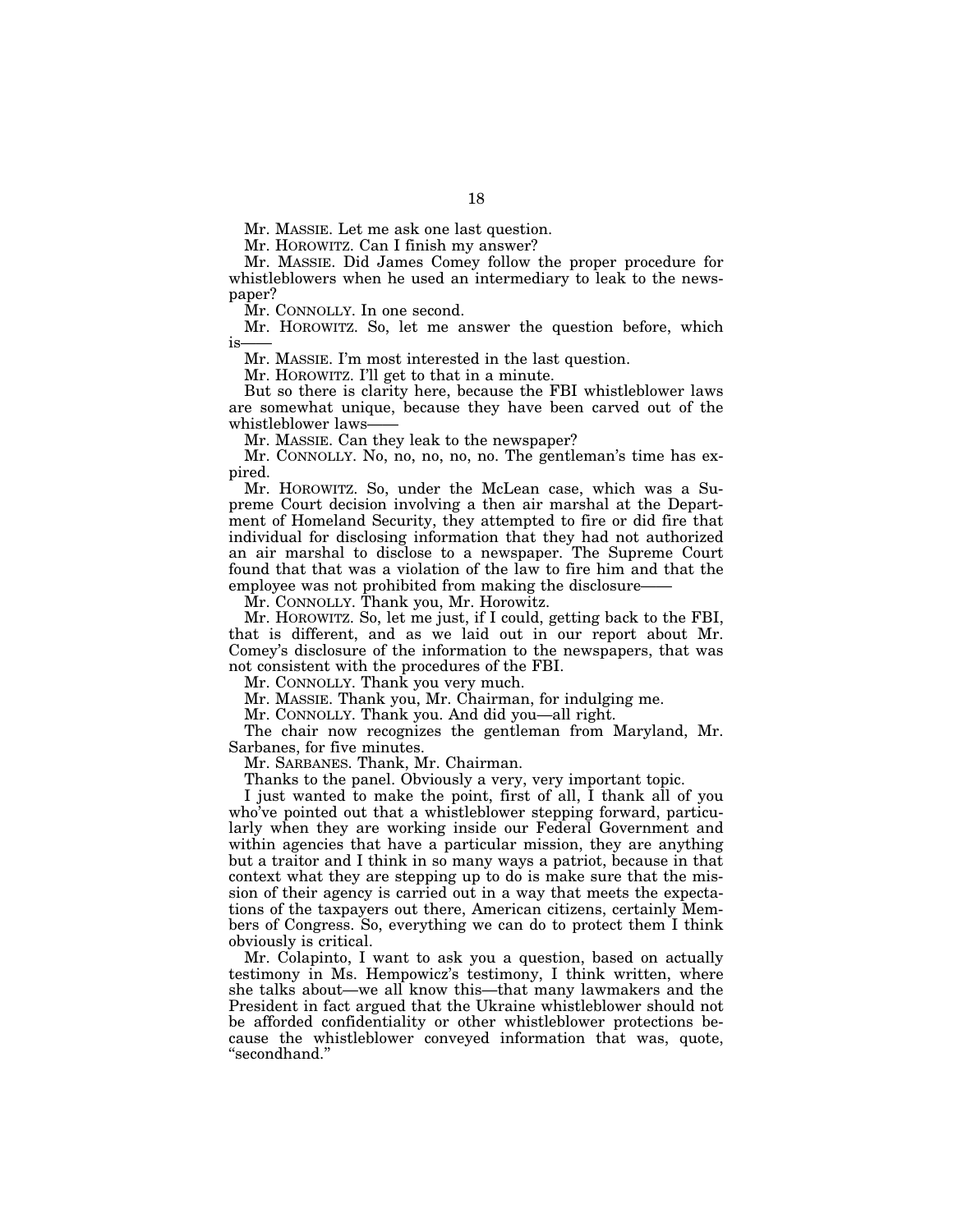Mr. MASSIE. Let me ask one last question.

Mr. HOROWITZ. Can I finish my answer?

Mr. MASSIE. Did James Comey follow the proper procedure for whistleblowers when he used an intermediary to leak to the newspaper?

Mr. CONNOLLY. In one second.

Mr. HOROWITZ. So, let me answer the question before, which is——

Mr. MASSIE. I'm most interested in the last question.

Mr. HOROWITZ. I'll get to that in a minute.

But so there is clarity here, because the FBI whistleblower laws are somewhat unique, because they have been carved out of the whistleblower laws——

Mr. MASSIE. Can they leak to the newspaper?

Mr. CONNOLLY. No, no, no, no, no. The gentleman's time has expired.

Mr. HOROWITZ. So, under the McLean case, which was a Supreme Court decision involving a then air marshal at the Department of Homeland Security, they attempted to fire or did fire that individual for disclosing information that they had not authorized an air marshal to disclose to a newspaper. The Supreme Court found that that was a violation of the law to fire him and that the employee was not prohibited from making the disclosure——

Mr. CONNOLLY. Thank you, Mr. Horowitz.

Mr. HOROWITZ. So, let me just, if I could, getting back to the FBI, that is different, and as we laid out in our report about Mr. Comey's disclosure of the information to the newspapers, that was not consistent with the procedures of the FBI.

Mr. CONNOLLY. Thank you very much.

Mr. MASSIE. Thank you, Mr. Chairman, for indulging me.

Mr. CONNOLLY. Thank you. And did you—all right.

The chair now recognizes the gentleman from Maryland, Mr. Sarbanes, for five minutes.

Mr. SARBANES. Thank, Mr. Chairman.

Thanks to the panel. Obviously a very, very important topic.

I just wanted to make the point, first of all, I thank all of you who've pointed out that a whistleblower stepping forward, particularly when they are working inside our Federal Government and within agencies that have a particular mission, they are anything but a traitor and I think in so many ways a patriot, because in that context what they are stepping up to do is make sure that the mission of their agency is carried out in a way that meets the expectations of the taxpayers out there, American citizens, certainly Members of Congress. So, everything we can do to protect them I think obviously is critical.

Mr. Colapinto, I want to ask you a question, based on actually testimony in Ms. Hempowicz's testimony, I think written, where she talks about—we all know this—that many lawmakers and the President in fact argued that the Ukraine whistleblower should not be afforded confidentiality or other whistleblower protections because the whistleblower conveyed information that was, quote, "secondhand."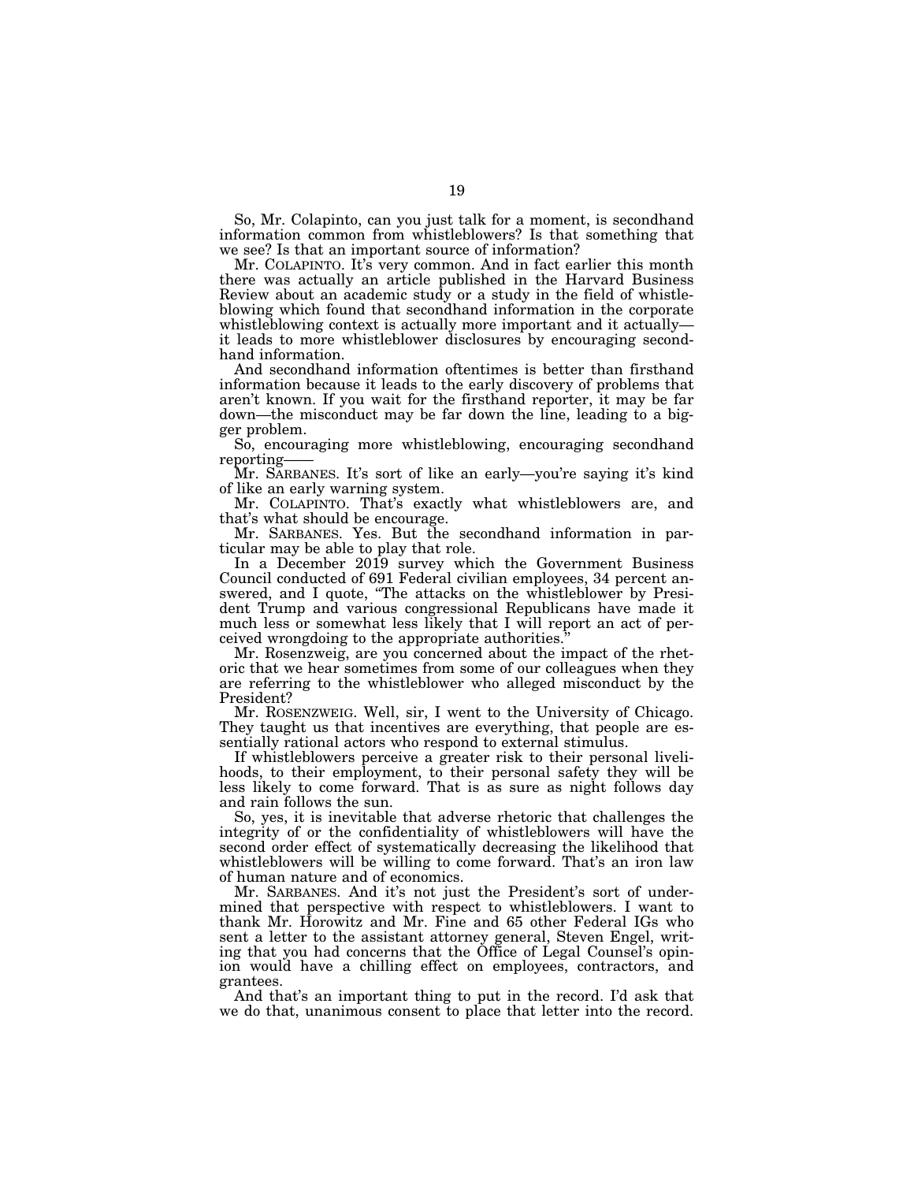So, Mr. Colapinto, can you just talk for a moment, is secondhand information common from whistleblowers? Is that something that we see? Is that an important source of information?

Mr. COLAPINTO. It's very common. And in fact earlier this month there was actually an article published in the Harvard Business Review about an academic study or a study in the field of whistleblowing which found that secondhand information in the corporate whistleblowing context is actually more important and it actually—it leads to more whistleblower disclosures by encouraging secondhand information.

And secondhand information oftentimes is better than firsthand information because it leads to the early discovery of problems that aren't known. If you wait for the firsthand reporter, it may be far down—the misconduct may be far down the line, leading to a bigger problem.

So, encouraging more whistleblowing, encouraging secondhand reporting——

Mr. SARBANES. It's sort of like an early—you're saying it's kind of like an early warning system.

Mr. COLAPINTO. That's exactly what whistleblowers are, and that's what should be encourage.

Mr. SARBANES. Yes. But the secondhand information in particular may be able to play that role.

In a December 2019 survey which the Government Business Council conducted of 691 Federal civilian employees, 34 percent answered, and I quote, "The attacks on the whistleblower by President Trump and various congressional Republicans have made it much less or somewhat less likely that I will report an act of perceived wrongdoing to the appropriate authorities."

Mr. Rosenzweig, are you concerned about the impact of the rhetoric that we hear sometimes from some of our colleagues when they are referring to the whistleblower who alleged misconduct by the President?

Mr. ROSENZWEIG. Well, sir, I went to the University of Chicago. They taught us that incentives are everything, that people are essentially rational actors who respond to external stimulus.

If whistleblowers perceive a greater risk to their personal livelihoods, to their employment, to their personal safety they will be less likely to come forward. That is as sure as night follows day and rain follows the sun.

So, yes, it is inevitable that adverse rhetoric that challenges the integrity of or the confidentiality of whistleblowers will have the second order effect of systematically decreasing the likelihood that whistleblowers will be willing to come forward. That's an iron law of human nature and of economics.

Mr. SARBANES. And it's not just the President's sort of undermined that perspective with respect to whistleblowers. I want to thank Mr. Horowitz and Mr. Fine and 65 other Federal IGs who sent a letter to the assistant attorney general, Steven Engel, writing that you had concerns that the Office of Legal Counsel's opinion would have a chilling effect on employees, contractors, and grantees.

And that's an important thing to put in the record. I'd ask that we do that, unanimous consent to place that letter into the record.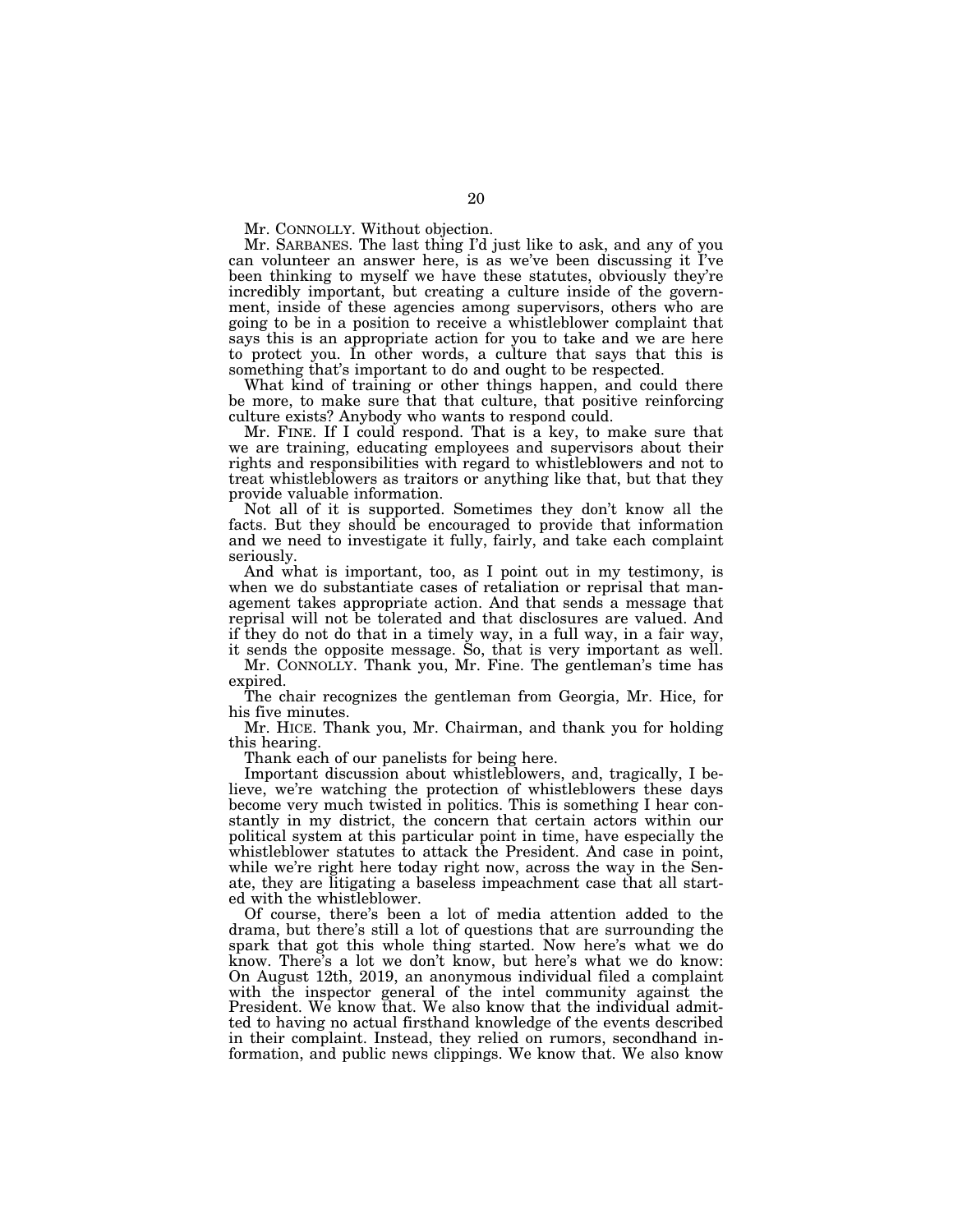Mr. CONNOLLY. Without objection.

Mr. SARBANES. The last thing I'd just like to ask, and any of you can volunteer an answer here, is as we've been discussing it I've been thinking to myself we have these statutes, obviously they're incredibly important, but creating a culture inside of the government, inside of these agencies among supervisors, others who are going to be in a position to receive a whistleblower complaint that says this is an appropriate action for you to take and we are here to protect you. In other words, a culture that says that this is something that's important to do and ought to be respected.

What kind of training or other things happen, and could there be more, to make sure that that culture, that positive reinforcing culture exists? Anybody who wants to respond could.

Mr. FINE. If I could respond. That is a key, to make sure that we are training, educating employees and supervisors about their rights and responsibilities with regard to whistleblowers and not to treat whistleblowers as traitors or anything like that, but that they provide valuable information.

Not all of it is supported. Sometimes they don't know all the facts. But they should be encouraged to provide that information and we need to investigate it fully, fairly, and take each complaint seriously.

And what is important, too, as I point out in my testimony, is when we do substantiate cases of retaliation or reprisal that management takes appropriate action. And that sends a message that reprisal will not be tolerated and that disclosures are valued. And if they do not do that in a timely way, in a full way, in a fair way, it sends the opposite message. So, that is very important as well.

Mr. CONNOLLY. Thank you, Mr. Fine. The gentleman's time has expired.

The chair recognizes the gentleman from Georgia, Mr. Hice, for his five minutes.

Mr. HICE. Thank you, Mr. Chairman, and thank you for holding this hearing.

Thank each of our panelists for being here.

Important discussion about whistleblowers, and, tragically, I believe, we're watching the protection of whistleblowers these days become very much twisted in politics. This is something I hear constantly in my district, the concern that certain actors within our political system at this particular point in time, have especially the whistleblower statutes to attack the President. And case in point, while we're right here today right now, across the way in the Senate, they are litigating a baseless impeachment case that all started with the whistleblower.

Of course, there's been a lot of media attention added to the drama, but there's still a lot of questions that are surrounding the spark that got this whole thing started. Now here's what we do know. There's a lot we don't know, but here's what we do know: On August 12th, 2019, an anonymous individual filed a complaint with the inspector general of the intel community against the President. We know that. We also know that the individual admitted to having no actual firsthand knowledge of the events described in their complaint. Instead, they relied on rumors, secondhand information, and public news clippings. We know that. We also know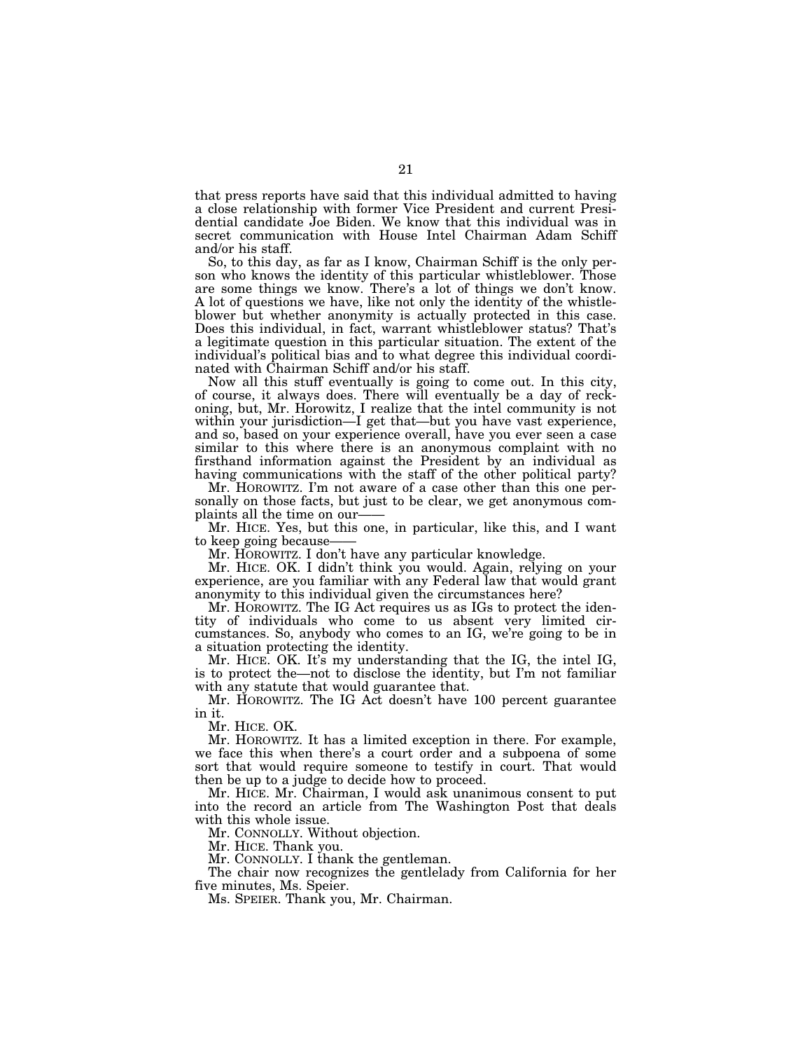that press reports have said that this individual admitted to having a close relationship with former Vice President and current Presidential candidate Joe Biden. We know that this individual was in secret communication with House Intel Chairman Adam Schiff and/or his staff.

So, to this day, as far as I know, Chairman Schiff is the only person who knows the identity of this particular whistleblower. Those are some things we know. There's a lot of things we don't know. A lot of questions we have, like not only the identity of the whistleblower but whether anonymity is actually protected in this case. Does this individual, in fact, warrant whistleblower status? That's a legitimate question in this particular situation. The extent of the individual's political bias and to what degree this individual coordinated with Chairman Schiff and/or his staff.

Now all this stuff eventually is going to come out. In this city, of course, it always does. There will eventually be a day of reckoning, but, Mr. Horowitz, I realize that the intel community is not within your jurisdiction—I get that—but you have vast experience, and so, based on your experience overall, have you ever seen a case similar to this where there is an anonymous complaint with no firsthand information against the President by an individual as having communications with the staff of the other political party?

Mr. HOROWITZ. I'm not aware of a case other than this one personally on those facts, but just to be clear, we get anonymous complaints all the time on our——

Mr. HICE. Yes, but this one, in particular, like this, and I want to keep going because——

Mr. HOROWITZ. I don't have any particular knowledge.

Mr. HICE. OK. I didn't think you would. Again, relying on your experience, are you familiar with any Federal law that would grant anonymity to this individual given the circumstances here?

Mr. HOROWITZ. The IG Act requires us as IGs to protect the identity of individuals who come to us absent very limited circumstances. So, anybody who comes to an IG, we're going to be in a situation protecting the identity.

Mr. HICE. OK. It's my understanding that the IG, the intel IG, is to protect the—not to disclose the identity, but I'm not familiar with any statute that would guarantee that.

Mr. HOROWITZ. The IG Act doesn't have 100 percent guarantee in it.

Mr. HICE. OK.

Mr. HOROWITZ. It has a limited exception in there. For example, we face this when there's a court order and a subpoena of some sort that would require someone to testify in court. That would then be up to a judge to decide how to proceed.

Mr. HICE. Mr. Chairman, I would ask unanimous consent to put into the record an article from The Washington Post that deals with this whole issue.

Mr. CONNOLLY. Without objection.

Mr. HICE. Thank you.

Mr. CONNOLLY. I thank the gentleman.

The chair now recognizes the gentlelady from California for her five minutes, Ms. Speier.

Ms. SPEIER. Thank you, Mr. Chairman.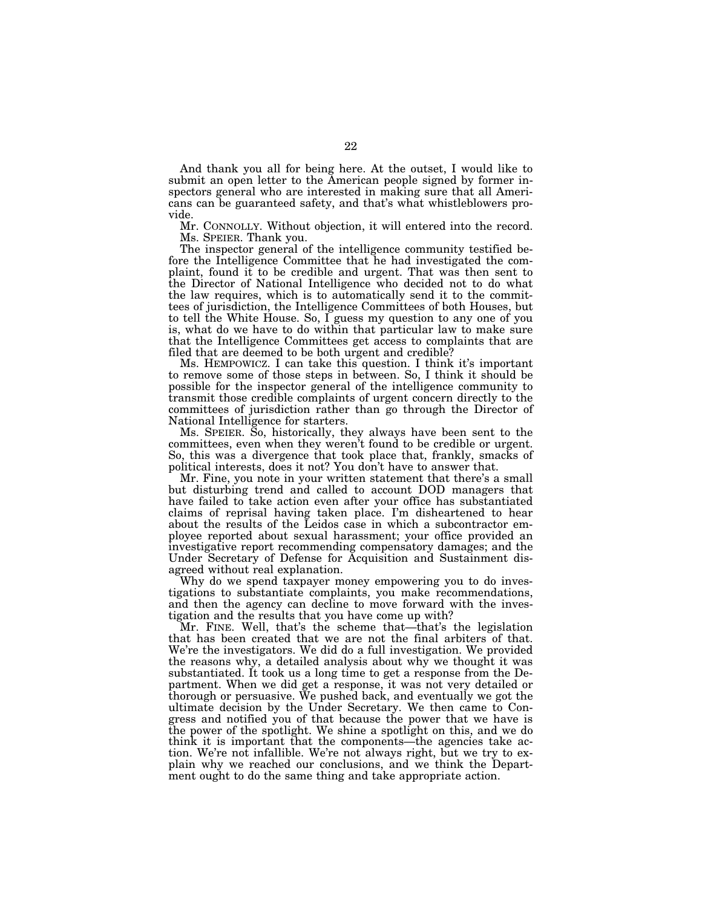And thank you all for being here. At the outset, I would like to submit an open letter to the American people signed by former inspectors general who are interested in making sure that all Americans can be guaranteed safety, and that's what whistleblowers provide.

Mr. CONNOLLY. Without objection, it will entered into the record.

Ms. SPEIER. Thank you.

The inspector general of the intelligence community testified before the Intelligence Committee that he had investigated the complaint, found it to be credible and urgent. That was then sent to the Director of National Intelligence who decided not to do what the law requires, which is to automatically send it to the committees of jurisdiction, the Intelligence Committees of both Houses, but to tell the White House. So, I guess my question to any one of you is, what do we have to do within that particular law to make sure that the Intelligence Committees get access to complaints that are filed that are deemed to be both urgent and credible?

Ms. HEMPOWICZ. I can take this question. I think it's important to remove some of those steps in between. So, I think it should be possible for the inspector general of the intelligence community to transmit those credible complaints of urgent concern directly to the committees of jurisdiction rather than go through the Director of National Intelligence for starters.

Ms. SPEIER. So, historically, they always have been sent to the committees, even when they weren't found to be credible or urgent. So, this was a divergence that took place that, frankly, smacks of political interests, does it not? You don't have to answer that.

Mr. Fine, you note in your written statement that there's a small but disturbing trend and called to account DOD managers that have failed to take action even after your office has substantiated claims of reprisal having taken place. I'm disheartened to hear about the results of the Leidos case in which a subcontractor employee reported about sexual harassment; your office provided an investigative report recommending compensatory damages; and the Under Secretary of Defense for Acquisition and Sustainment disagreed without real explanation.

Why do we spend taxpayer money empowering you to do investigations to substantiate complaints, you make recommendations, and then the agency can decline to move forward with the investigation and the results that you have come up with?

Mr. FINE. Well, that's the scheme that—that's the legislation that has been created that we are not the final arbiters of that. We're the investigators. We did do a full investigation. We provided the reasons why, a detailed analysis about why we thought it was substantiated. It took us a long time to get a response from the Department. When we did get a response, it was not very detailed or thorough or persuasive. We pushed back, and eventually we got the ultimate decision by the Under Secretary. We then came to Congress and notified you of that because the power that we have is the power of the spotlight. We shine a spotlight on this, and we do think it is important that the components—the agencies take action. We're not infallible. We're not always right, but we try to explain why we reached our conclusions, and we think the Department ought to do the same thing and take appropriate action.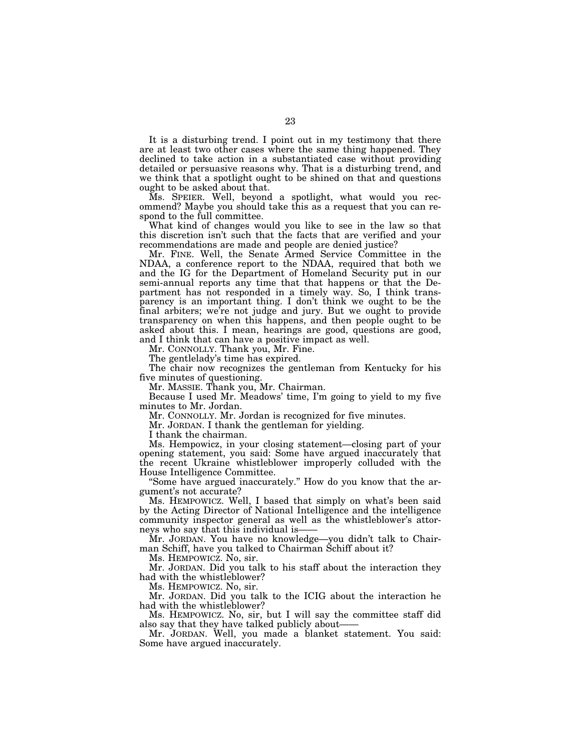It is a disturbing trend. I point out in my testimony that there are at least two other cases where the same thing happened. They declined to take action in a substantiated case without providing detailed or persuasive reasons why. That is a disturbing trend, and we think that a spotlight ought to be shined on that and questions ought to be asked about that.

Ms. SPEIER. Well, beyond a spotlight, what would you recommend? Maybe you should take this as a request that you can respond to the full committee.

What kind of changes would you like to see in the law so that this discretion isn't such that the facts that are verified and your recommendations are made and people are denied justice?

Mr. FINE. Well, the Senate Armed Service Committee in the NDAA, a conference report to the NDAA, required that both we and the IG for the Department of Homeland Security put in our semi-annual reports any time that that happens or that the Department has not responded in a timely way. So, I think transparency is an important thing. I don't think we ought to be the final arbiters; we're not judge and jury. But we ought to provide transparency on when this happens, and then people ought to be asked about this. I mean, hearings are good, questions are good, and I think that can have a positive impact as well.

Mr. CONNOLLY. Thank you, Mr. Fine.

The gentlelady's time has expired.

The chair now recognizes the gentleman from Kentucky for his five minutes of questioning.

Mr. MASSIE. Thank you, Mr. Chairman.

Because I used Mr. Meadows' time, I'm going to yield to my five minutes to Mr. Jordan.

Mr. CONNOLLY. Mr. Jordan is recognized for five minutes.

Mr. JORDAN. I thank the gentleman for yielding.

I thank the chairman.

Ms. Hempowicz, in your closing statement—closing part of your opening statement, you said: Some have argued inaccurately that the recent Ukraine whistleblower improperly colluded with the House Intelligence Committee.

"Some have argued inaccurately." How do you know that the argument's not accurate?

Ms. HEMPOWICZ. Well, I based that simply on what's been said by the Acting Director of National Intelligence and the intelligence community inspector general as well as the whistleblower's attorneys who say that this individual is——

Mr. JORDAN. You have no knowledge—you didn't talk to Chairman Schiff, have you talked to Chairman Schiff about it?

Ms. HEMPOWICZ. No, sir.

Mr. JORDAN. Did you talk to his staff about the interaction they had with the whistleblower?

Ms. HEMPOWICZ. No, sir.

Mr. JORDAN. Did you talk to the ICIG about the interaction he had with the whistleblower?

Ms. HEMPOWICZ. No, sir, but I will say the committee staff did also say that they have talked publicly about——

Mr. JORDAN. Well, you made a blanket statement. You said: Some have argued inaccurately.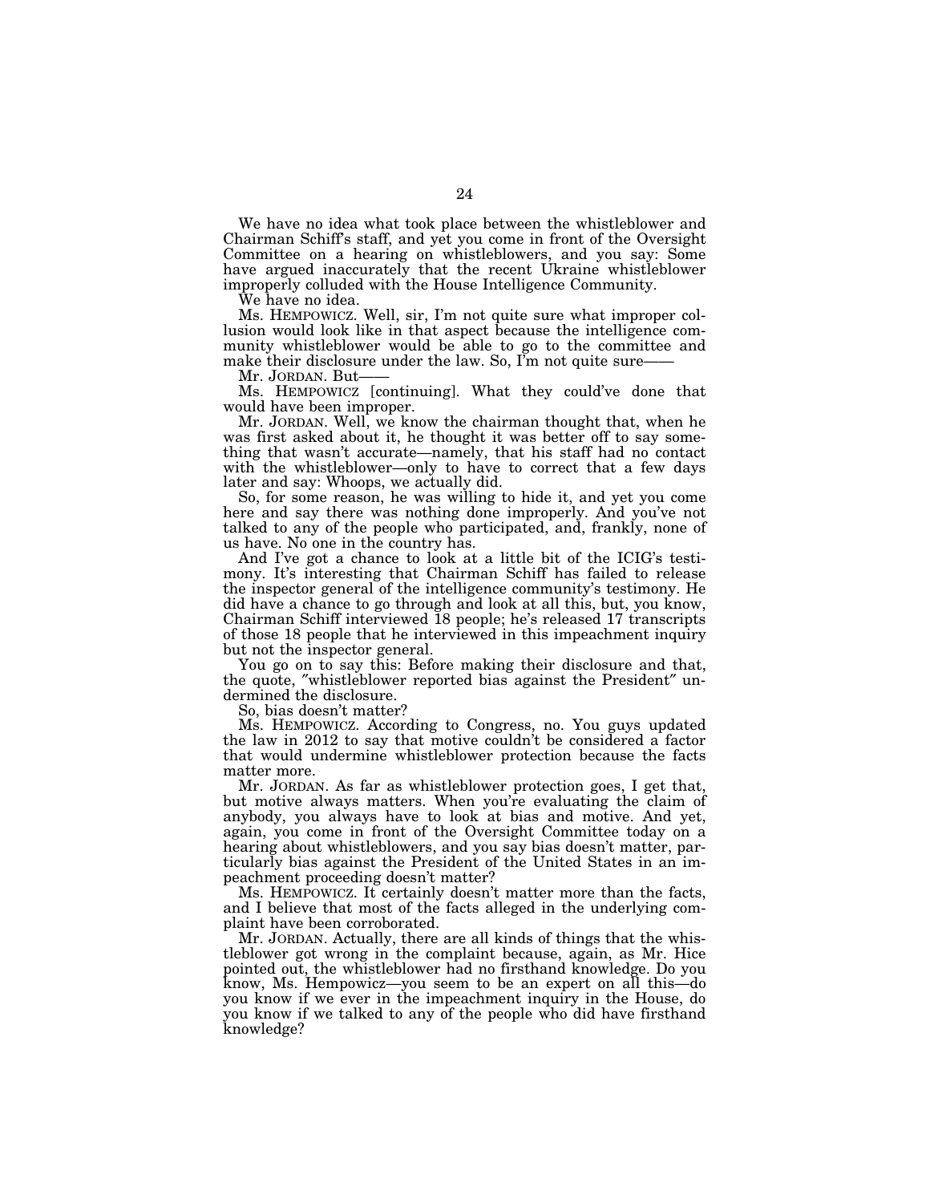We have no idea what took place between the whistleblower and Chairman Schiff's staff, and yet you come in front of the Oversight Committee on a hearing on whistleblowers, and you say: Some have argued inaccurately that the recent Ukraine whistleblower improperly colluded with the House Intelligence Community.

We have no idea.

Ms. HEMPOWICZ. Well, sir, I'm not quite sure what improper collusion would look like in that aspect because the intelligence community whistleblower would be able to go to the committee and make their disclosure under the law. So, I'm not quite sure——

Mr. JORDAN. But——

Ms. HEMPOWICZ [continuing]. What they could've done that would have been improper.

Mr. JORDAN. Well, we know the chairman thought that, when he was first asked about it, he thought it was better off to say something that wasn't accurate—namely, that his staff had no contact with the whistleblower—only to have to correct that a few days later and say: Whoops, we actually did.

So, for some reason, he was willing to hide it, and yet you come here and say there was nothing done improperly. And you've not talked to any of the people who participated, and, frankly, none of us have. No one in the country has.

And I've got a chance to look at a little bit of the ICIG's testimony. It's interesting that Chairman Schiff has failed to release the inspector general of the intelligence community's testimony. He did have a chance to go through and look at all this, but, you know, Chairman Schiff interviewed 18 people; he's released 17 transcripts of those 18 people that he interviewed in this impeachment inquiry but not the inspector general.

You go on to say this: Before making their disclosure and that, the quote, "whistleblower reported bias against the President" undermined the disclosure.

So, bias doesn't matter?

Ms. HEMPOWICZ. According to Congress, no. You guys updated the law in 2012 to say that motive couldn't be considered a factor that would undermine whistleblower protection because the facts matter more.

Mr. JORDAN. As far as whistleblower protection goes, I get that, but motive always matters. When you're evaluating the claim of anybody, you always have to look at bias and motive. And yet, again, you come in front of the Oversight Committee today on a hearing about whistleblowers, and you say bias doesn't matter, particularly bias against the President of the United States in an impeachment proceeding doesn't matter?

Ms. HEMPOWICZ. It certainly doesn't matter more than the facts, and I believe that most of the facts alleged in the underlying complaint have been corroborated.

Mr. JORDAN. Actually, there are all kinds of things that the whistleblower got wrong in the complaint because, again, as Mr. Hice pointed out, the whistleblower had no firsthand knowledge. Do you know, Ms. Hempowicz—you seem to be an expert on all this—do you know if we ever in the impeachment inquiry in the House, do you know if we talked to any of the people who did have firsthand knowledge?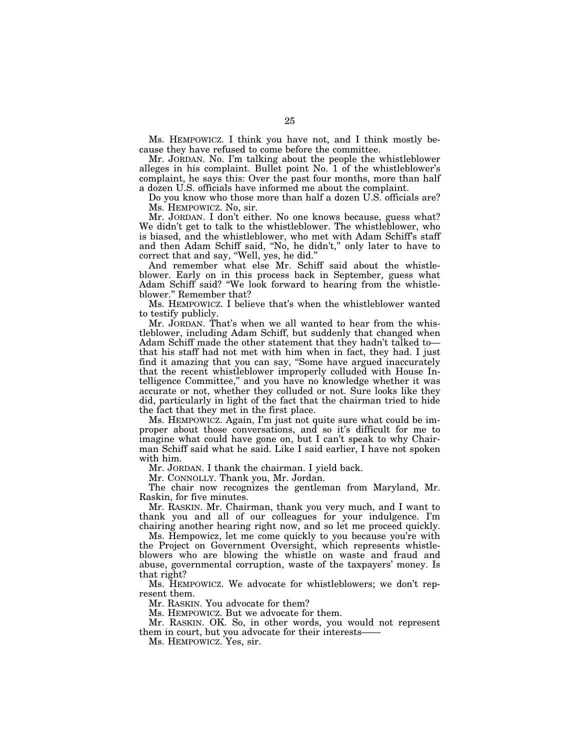Ms. HEMPOWICZ. I think you have not, and I think mostly because they have refused to come before the committee.

Mr. JORDAN. No. I'm talking about the people the whistleblower alleges in his complaint. Bullet point No. 1 of the whistleblower's complaint, he says this: Over the past four months, more than half a dozen U.S. officials have informed me about the complaint.

Do you know who those more than half a dozen U.S. officials are?

Ms. HEMPOWICZ. No, sir.

Mr. JORDAN. I don't either. No one knows because, guess what? We didn't get to talk to the whistleblower. The whistleblower, who is biased, and the whistleblower, who met with Adam Schiff's staff and then Adam Schiff said, "No, he didn't," only later to have to correct that and say, "Well, yes, he did."

And remember what else Mr. Schiff said about the whistleblower. Early on in this process back in September, guess what Adam Schiff said? "We look forward to hearing from the whistleblower." Remember that?

Ms. HEMPOWICZ. I believe that's when the whistleblower wanted to testify publicly.

Mr. JORDAN. That's when we all wanted to hear from the whistleblower, including Adam Schiff, but suddenly that changed when Adam Schiff made the other statement that they hadn't talked to— that his staff had not met with him when in fact, they had. I just find it amazing that you can say, "Some have argued inaccurately that the recent whistleblower improperly colluded with House Intelligence Committee," and you have no knowledge whether it was accurate or not, whether they colluded or not. Sure looks like they did, particularly in light of the fact that the chairman tried to hide the fact that they met in the first place.

Ms. HEMPOWICZ. Again, I'm just not quite sure what could be improper about those conversations, and so it's difficult for me to imagine what could have gone on, but I can't speak to why Chairman Schiff said what he said. Like I said earlier, I have not spoken with him.

Mr. JORDAN. I thank the chairman. I yield back.

Mr. CONNOLLY. Thank you, Mr. Jordan.

The chair now recognizes the gentleman from Maryland, Mr. Raskin, for five minutes.

Mr. RASKIN. Mr. Chairman, thank you very much, and I want to thank you and all of our colleagues for your indulgence. I'm chairing another hearing right now, and so let me proceed quickly.

Ms. Hempowicz, let me come quickly to you because you're with the Project on Government Oversight, which represents whistleblowers who are blowing the whistle on waste and fraud and abuse, governmental corruption, waste of the taxpayers' money. Is that right?

Ms. HEMPOWICZ. We advocate for whistleblowers; we don't represent them.

Mr. RASKIN. You advocate for them?

Ms. HEMPOWICZ. But we advocate for them.

Mr. RASKIN. OK. So, in other words, you would not represent them in court, but you advocate for their interests——

Ms. HEMPOWICZ. Yes, sir.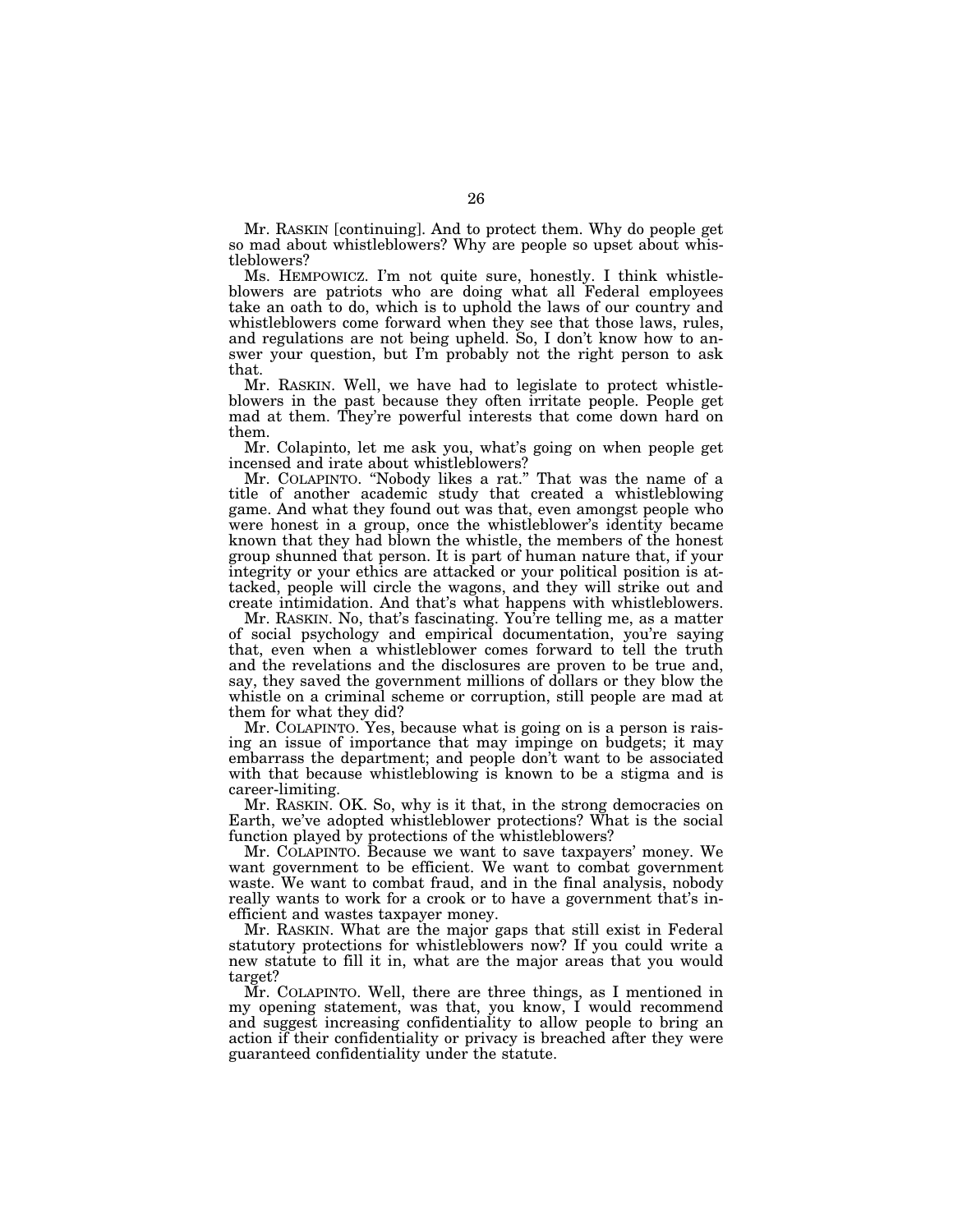Mr. RASKIN [continuing]. And to protect them. Why do people get so mad about whistleblowers? Why are people so upset about whistleblowers?

Ms. HEMPOWICZ. I'm not quite sure, honestly. I think whistleblowers are patriots who are doing what all Federal employees take an oath to do, which is to uphold the laws of our country and whistleblowers come forward when they see that those laws, rules, and regulations are not being upheld. So, I don't know how to answer your question, but I'm probably not the right person to ask that.

Mr. RASKIN. Well, we have had to legislate to protect whistleblowers in the past because they often irritate people. People get mad at them. They're powerful interests that come down hard on them.

Mr. Colapinto, let me ask you, what's going on when people get incensed and irate about whistleblowers?

Mr. COLAPINTO. "Nobody likes a rat." That was the name of a title of another academic study that created a whistleblowing game. And what they found out was that, even amongst people who were honest in a group, once the whistleblower's identity became known that they had blown the whistle, the members of the honest group shunned that person. It is part of human nature that, if your integrity or your ethics are attacked or your political position is attacked, people will circle the wagons, and they will strike out and create intimidation. And that's what happens with whistleblowers.

Mr. RASKIN. No, that's fascinating. You're telling me, as a matter of social psychology and empirical documentation, you're saying that, even when a whistleblower comes forward to tell the truth and the revelations and the disclosures are proven to be true and, say, they saved the government millions of dollars or they blow the whistle on a criminal scheme or corruption, still people are mad at them for what they did?

Mr. COLAPINTO. Yes, because what is going on is a person is raising an issue of importance that may impinge on budgets; it may embarrass the department; and people don't want to be associated with that because whistleblowing is known to be a stigma and is career-limiting.

Mr. RASKIN. OK. So, why is it that, in the strong democracies on Earth, we've adopted whistleblower protections? What is the social function played by protections of the whistleblowers?

Mr. COLAPINTO. Because we want to save taxpayers' money. We want government to be efficient. We want to combat government waste. We want to combat fraud, and in the final analysis, nobody really wants to work for a crook or to have a government that's inefficient and wastes taxpayer money.

Mr. RASKIN. What are the major gaps that still exist in Federal statutory protections for whistleblowers now? If you could write a new statute to fill it in, what are the major areas that you would target?

Mr. COLAPINTO. Well, there are three things, as I mentioned in my opening statement, was that, you know, I would recommend and suggest increasing confidentiality to allow people to bring an action if their confidentiality or privacy is breached after they were guaranteed confidentiality under the statute.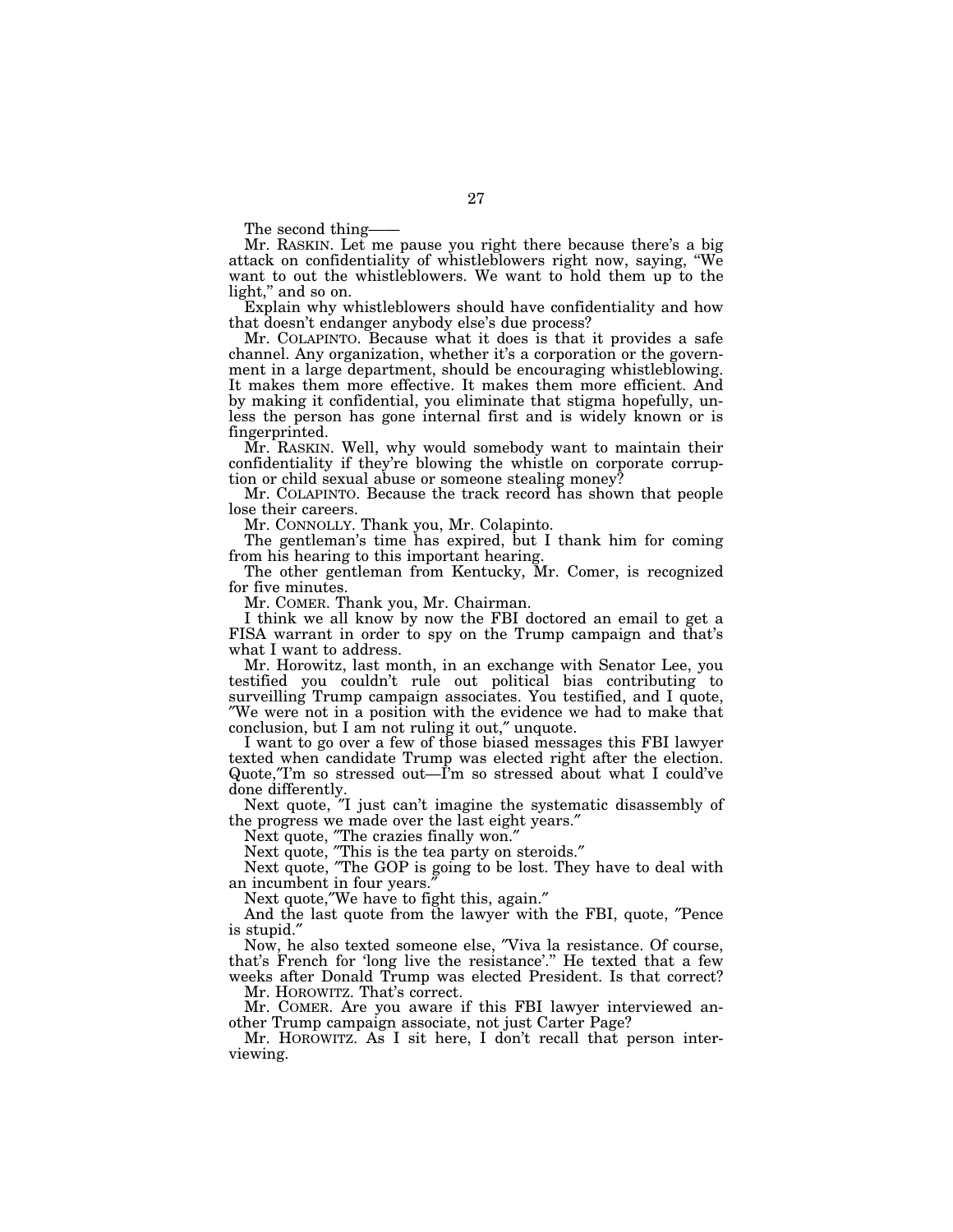The second thing——

Mr. RASKIN. Let me pause you right there because there's a big attack on confidentiality of whistleblowers right now, saying, "We want to out the whistleblowers. We want to hold them up to the light," and so on.

Explain why whistleblowers should have confidentiality and how that doesn't endanger anybody else's due process?

Mr. COLAPINTO. Because what it does is that it provides a safe channel. Any organization, whether it's a corporation or the government in a large department, should be encouraging whistleblowing. It makes them more effective. It makes them more efficient. And by making it confidential, you eliminate that stigma hopefully, unless the person has gone internal first and is widely known or is fingerprinted.

Mr. RASKIN. Well, why would somebody want to maintain their confidentiality if they're blowing the whistle on corporate corruption or child sexual abuse or someone stealing money?

Mr. COLAPINTO. Because the track record has shown that people lose their careers.

Mr. CONNOLLY. Thank you, Mr. Colapinto.

The gentleman's time has expired, but I thank him for coming from his hearing to this important hearing.

The other gentleman from Kentucky, Mr. Comer, is recognized for five minutes.

Mr. COMER. Thank you, Mr. Chairman.

I think we all know by now the FBI doctored an email to get a FISA warrant in order to spy on the Trump campaign and that's what I want to address.

Mr. Horowitz, last month, in an exchange with Senator Lee, you testified you couldn't rule out political bias contributing to surveilling Trump campaign associates. You testified, and I quote, ″We were not in a position with the evidence we had to make that conclusion, but I am not ruling it out,″ unquote.

I want to go over a few of those biased messages this FBI lawyer texted when candidate Trump was elected right after the election. Quote,″I'm so stressed out—I'm so stressed about what I could've done differently.

Next quote, ″I just can't imagine the systematic disassembly of the progress we made over the last eight years.″

Next quote, ″The crazies finally won.″

Next quote, ″This is the tea party on steroids.″

Next quote, ″The GOP is going to be lost. They have to deal with an incumbent in four years.″

Next quote,″We have to fight this, again.″

And the last quote from the lawyer with the FBI, quote, ″Pence is stupid.″

Now, he also texted someone else, ″Viva la resistance. Of course, that's French for 'long live the resistance'." He texted that a few weeks after Donald Trump was elected President. Is that correct?

Mr. HOROWITZ. That's correct.

Mr. COMER. Are you aware if this FBI lawyer interviewed another Trump campaign associate, not just Carter Page?

Mr. HOROWITZ. As I sit here, I don't recall that person interviewing.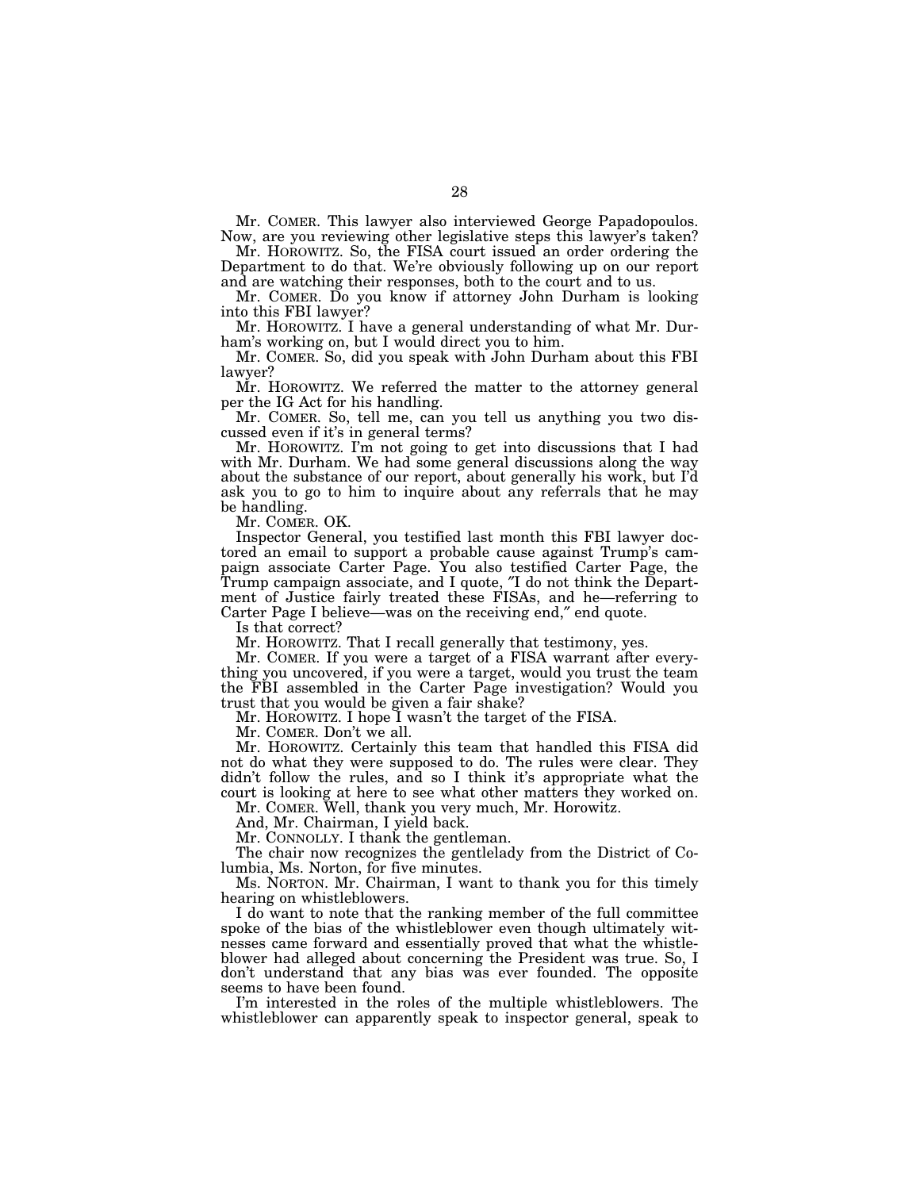Mr. COMER. This lawyer also interviewed George Papadopoulos. Now, are you reviewing other legislative steps this lawyer's taken?

Mr. HOROWITZ. So, the FISA court issued an order ordering the Department to do that. We're obviously following up on our report and are watching their responses, both to the court and to us.

Mr. COMER. Do you know if attorney John Durham is looking into this FBI lawyer?

Mr. HOROWITZ. I have a general understanding of what Mr. Durham's working on, but I would direct you to him.

Mr. COMER. So, did you speak with John Durham about this FBI lawyer?

Mr. HOROWITZ. We referred the matter to the attorney general per the IG Act for his handling.

Mr. COMER. So, tell me, can you tell us anything you two discussed even if it's in general terms?

Mr. HOROWITZ. I'm not going to get into discussions that I had with Mr. Durham. We had some general discussions along the way about the substance of our report, about generally his work, but I'd ask you to go to him to inquire about any referrals that he may be handling.

Mr. COMER. OK.

Inspector General, you testified last month this FBI lawyer doctored an email to support a probable cause against Trump's campaign associate Carter Page. You also testified Carter Page, the Trump campaign associate, and I quote, "I do not think the Department of Justice fairly treated these FISAs, and he—referring to Carter Page I believe—was on the receiving end," end quote.

Is that correct?

Mr. HOROWITZ. That I recall generally that testimony, yes.

Mr. COMER. If you were a target of a FISA warrant after everything you uncovered, if you were a target, would you trust the team the FBI assembled in the Carter Page investigation? Would you trust that you would be given a fair shake?

Mr. HOROWITZ. I hope I wasn't the target of the FISA.

Mr. COMER. Don't we all.

Mr. HOROWITZ. Certainly this team that handled this FISA did not do what they were supposed to do. The rules were clear. They didn't follow the rules, and so I think it's appropriate what the court is looking at here to see what other matters they worked on.

Mr. COMER. Well, thank you very much, Mr. Horowitz.

And, Mr. Chairman, I yield back.

Mr. CONNOLLY. I thank the gentleman.

The chair now recognizes the gentlelady from the District of Columbia, Ms. Norton, for five minutes.

Ms. NORTON. Mr. Chairman, I want to thank you for this timely hearing on whistleblowers.

I do want to note that the ranking member of the full committee spoke of the bias of the whistleblower even though ultimately witnesses came forward and essentially proved that what the whistleblower had alleged about concerning the President was true. So, I don't understand that any bias was ever founded. The opposite seems to have been found.

I'm interested in the roles of the multiple whistleblowers. The whistleblower can apparently speak to inspector general, speak to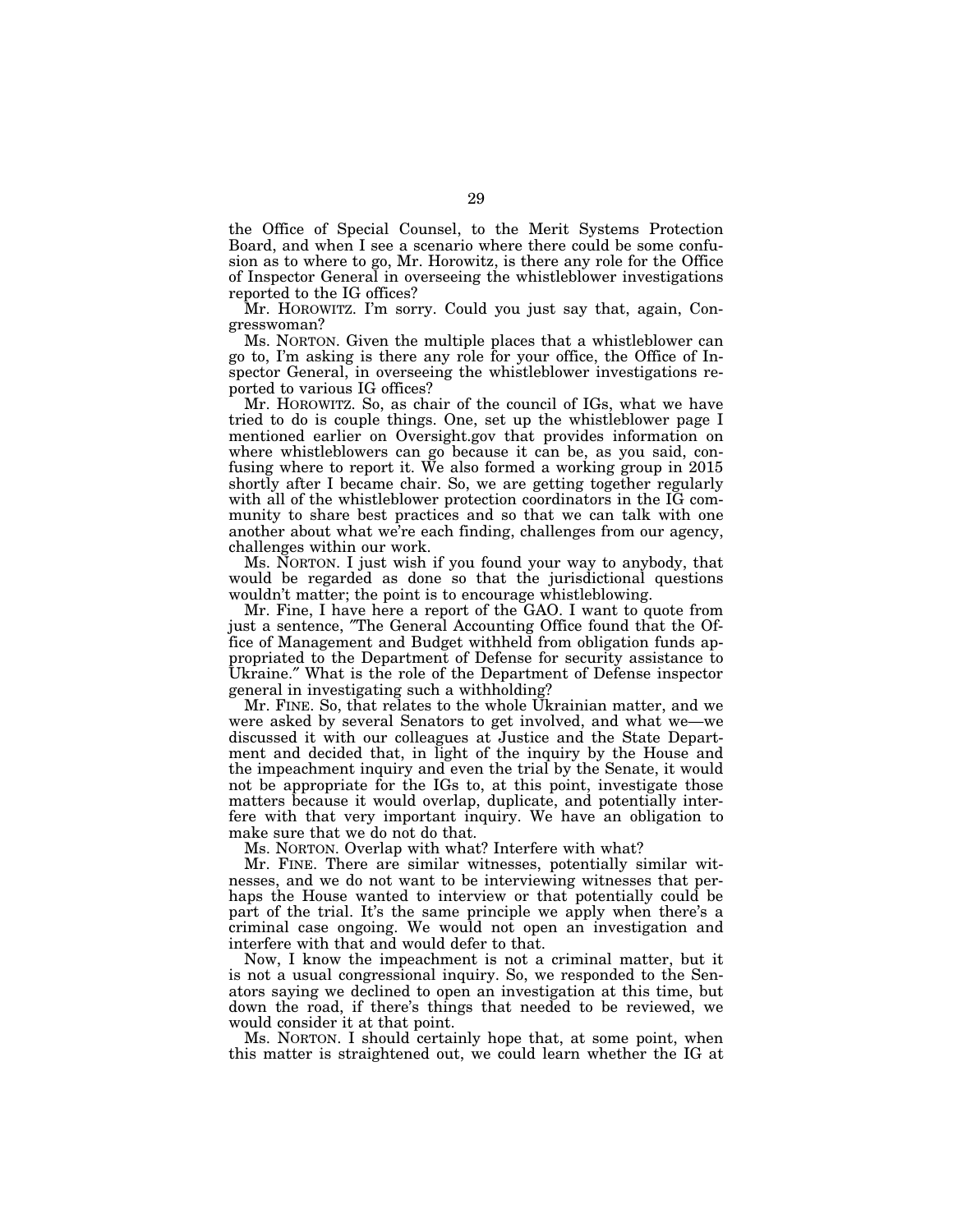the Office of Special Counsel, to the Merit Systems Protection Board, and when I see a scenario where there could be some confusion as to where to go, Mr. Horowitz, is there any role for the Office of Inspector General in overseeing the whistleblower investigations reported to the IG offices?

Mr. HOROWITZ. I'm sorry. Could you just say that, again, Congresswoman?

Ms. NORTON. Given the multiple places that a whistleblower can go to, I'm asking is there any role for your office, the Office of Inspector General, in overseeing the whistleblower investigations reported to various IG offices?

Mr. HOROWITZ. So, as chair of the council of IGs, what we have tried to do is couple things. One, set up the whistleblower page I mentioned earlier on Oversight.gov that provides information on where whistleblowers can go because it can be, as you said, confusing where to report it. We also formed a working group in 2015 shortly after I became chair. So, we are getting together regularly with all of the whistleblower protection coordinators in the IG community to share best practices and so that we can talk with one another about what we're each finding, challenges from our agency, challenges within our work.

Ms. NORTON. I just wish if you found your way to anybody, that would be regarded as done so that the jurisdictional questions wouldn't matter; the point is to encourage whistleblowing.

Mr. Fine, I have here a report of the GAO. I want to quote from just a sentence, "The General Accounting Office found that the Office of Management and Budget withheld from obligation funds appropriated to the Department of Defense for security assistance to Ukraine." What is the role of the Department of Defense inspector general in investigating such a withholding?

Mr. FINE. So, that relates to the whole Ukrainian matter, and we were asked by several Senators to get involved, and what we—we discussed it with our colleagues at Justice and the State Department and decided that, in light of the inquiry by the House and the impeachment inquiry and even the trial by the Senate, it would not be appropriate for the IGs to, at this point, investigate those matters because it would overlap, duplicate, and potentially interfere with that very important inquiry. We have an obligation to make sure that we do not do that.

Ms. NORTON. Overlap with what? Interfere with what?

Mr. FINE. There are similar witnesses, potentially similar witnesses, and we do not want to be interviewing witnesses that perhaps the House wanted to interview or that potentially could be part of the trial. It's the same principle we apply when there's a criminal case ongoing. We would not open an investigation and interfere with that and would defer to that.

Now, I know the impeachment is not a criminal matter, but it is not a usual congressional inquiry. So, we responded to the Senators saying we declined to open an investigation at this time, but down the road, if there's things that needed to be reviewed, we would consider it at that point.

Ms. NORTON. I should certainly hope that, at some point, when this matter is straightened out, we could learn whether the IG at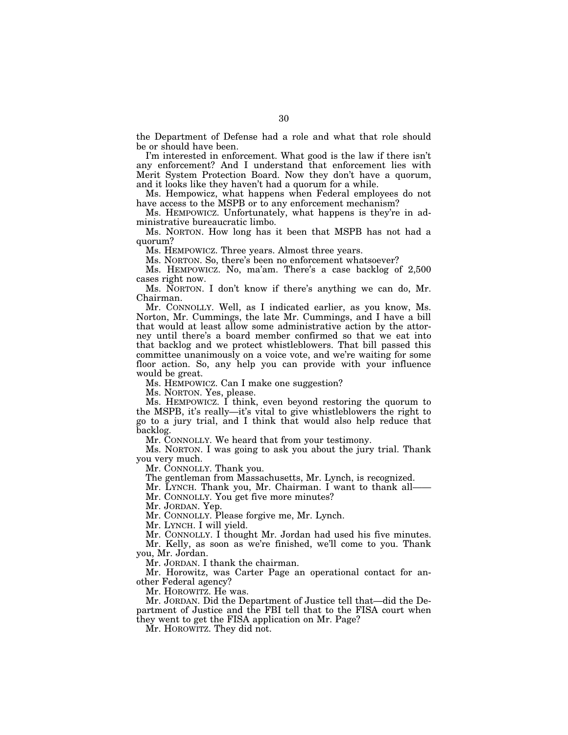the Department of Defense had a role and what that role should be or should have been.

I'm interested in enforcement. What good is the law if there isn't any enforcement? And I understand that enforcement lies with Merit System Protection Board. Now they don't have a quorum, and it looks like they haven't had a quorum for a while.

Ms. Hempowicz, what happens when Federal employees do not have access to the MSPB or to any enforcement mechanism?

Ms. HEMPOWICZ. Unfortunately, what happens is they're in administrative bureaucratic limbo.

Ms. NORTON. How long has it been that MSPB has not had a quorum?

Ms. HEMPOWICZ. Three years. Almost three years.

Ms. NORTON. So, there's been no enforcement whatsoever?

Ms. HEMPOWICZ. No, ma'am. There's a case backlog of 2,500 cases right now.

Ms. NORTON. I don't know if there's anything we can do, Mr. Chairman.

Mr. CONNOLLY. Well, as I indicated earlier, as you know, Ms. Norton, Mr. Cummings, the late Mr. Cummings, and I have a bill that would at least allow some administrative action by the attorney until there's a board member confirmed so that we eat into that backlog and we protect whistleblowers. That bill passed this committee unanimously on a voice vote, and we're waiting for some floor action. So, any help you can provide with your influence would be great.

Ms. HEMPOWICZ. Can I make one suggestion?

Ms. NORTON. Yes, please.

Ms. HEMPOWICZ. I think, even beyond restoring the quorum to the MSPB, it's really—it's vital to give whistleblowers the right to go to a jury trial, and I think that would also help reduce that backlog.

Mr. CONNOLLY. We heard that from your testimony.

Ms. NORTON. I was going to ask you about the jury trial. Thank you very much.

Mr. CONNOLLY. Thank you.

The gentleman from Massachusetts, Mr. Lynch, is recognized.

Mr. LYNCH. Thank you, Mr. Chairman. I want to thank all——

Mr. CONNOLLY. You get five more minutes?

Mr. JORDAN. Yep.

Mr. CONNOLLY. Please forgive me, Mr. Lynch.

Mr. LYNCH. I will yield.

Mr. CONNOLLY. I thought Mr. Jordan had used his five minutes.

Mr. Kelly, as soon as we're finished, we'll come to you. Thank you, Mr. Jordan.

Mr. JORDAN. I thank the chairman.

Mr. Horowitz, was Carter Page an operational contact for another Federal agency?

Mr. HOROWITZ. He was.

Mr. JORDAN. Did the Department of Justice tell that—did the Department of Justice and the FBI tell that to the FISA court when they went to get the FISA application on Mr. Page?

Mr. HOROWITZ. They did not.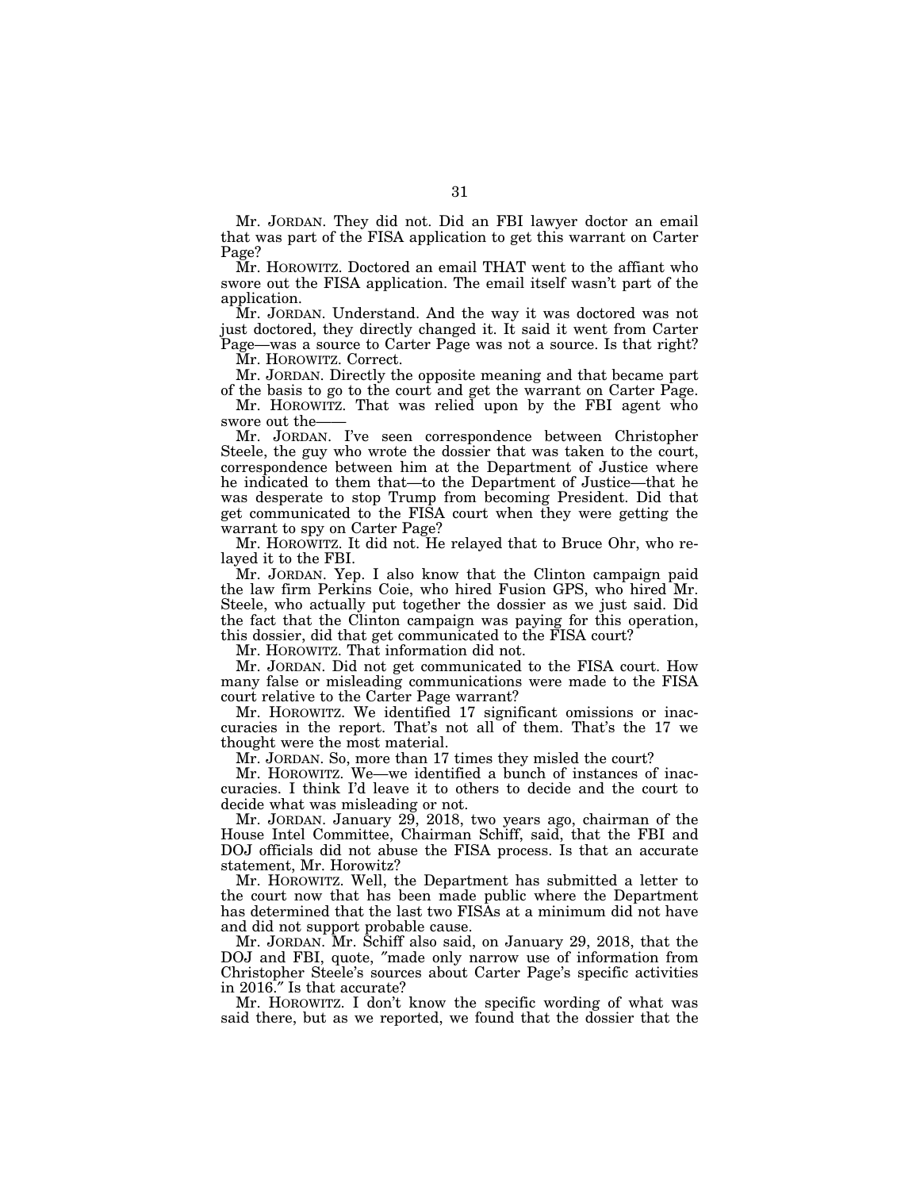Mr. JORDAN. They did not. Did an FBI lawyer doctor an email that was part of the FISA application to get this warrant on Carter Page?

Mr. HOROWITZ. Doctored an email THAT went to the affiant who swore out the FISA application. The email itself wasn't part of the application.

Mr. JORDAN. Understand. And the way it was doctored was not just doctored, they directly changed it. It said it went from Carter Page—was a source to Carter Page was not a source. Is that right?

Mr. HOROWITZ. Correct.

Mr. JORDAN. Directly the opposite meaning and that became part of the basis to go to the court and get the warrant on Carter Page.

Mr. HOROWITZ. That was relied upon by the FBI agent who swore out the——

Mr. JORDAN. I've seen correspondence between Christopher Steele, the guy who wrote the dossier that was taken to the court, correspondence between him at the Department of Justice where he indicated to them that—to the Department of Justice—that he was desperate to stop Trump from becoming President. Did that get communicated to the FISA court when they were getting the warrant to spy on Carter Page?

Mr. HOROWITZ. It did not. He relayed that to Bruce Ohr, who relayed it to the FBI.

Mr. JORDAN. Yep. I also know that the Clinton campaign paid the law firm Perkins Coie, who hired Fusion GPS, who hired Mr. Steele, who actually put together the dossier as we just said. Did the fact that the Clinton campaign was paying for this operation, this dossier, did that get communicated to the FISA court?

Mr. HOROWITZ. That information did not.

Mr. JORDAN. Did not get communicated to the FISA court. How many false or misleading communications were made to the FISA court relative to the Carter Page warrant?

Mr. HOROWITZ. We identified 17 significant omissions or inaccuracies in the report. That's not all of them. That's the 17 we thought were the most material.

Mr. JORDAN. So, more than 17 times they misled the court?

Mr. HOROWITZ. We—we identified a bunch of instances of inaccuracies. I think I'd leave it to others to decide and the court to decide what was misleading or not.

Mr. JORDAN. January 29, 2018, two years ago, chairman of the House Intel Committee, Chairman Schiff, said, that the FBI and DOJ officials did not abuse the FISA process. Is that an accurate statement, Mr. Horowitz?

Mr. HOROWITZ. Well, the Department has submitted a letter to the court now that has been made public where the Department has determined that the last two FISAs at a minimum did not have and did not support probable cause.

Mr. JORDAN. Mr. Schiff also said, on January 29, 2018, that the DOJ and FBI, quote, "made only narrow use of information from Christopher Steele's sources about Carter Page's specific activities in 2016." Is that accurate?

Mr. HOROWITZ. I don't know the specific wording of what was said there, but as we reported, we found that the dossier that the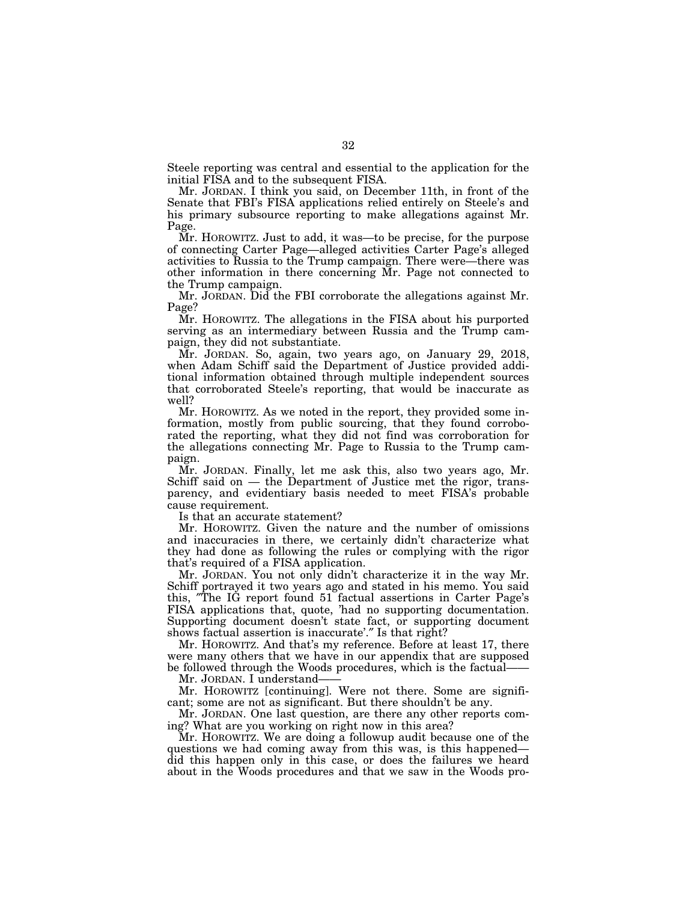Steele reporting was central and essential to the application for the initial FISA and to the subsequent FISA.

Mr. JORDAN. I think you said, on December 11th, in front of the Senate that FBI's FISA applications relied entirely on Steele's and his primary subsource reporting to make allegations against Mr. Page.

Mr. HOROWITZ. Just to add, it was—to be precise, for the purpose of connecting Carter Page—alleged activities Carter Page's alleged activities to Russia to the Trump campaign. There were—there was other information in there concerning Mr. Page not connected to the Trump campaign.

Mr. JORDAN. Did the FBI corroborate the allegations against Mr. Page?

Mr. HOROWITZ. The allegations in the FISA about his purported serving as an intermediary between Russia and the Trump campaign, they did not substantiate.

Mr. JORDAN. So, again, two years ago, on January 29, 2018, when Adam Schiff said the Department of Justice provided additional information obtained through multiple independent sources that corroborated Steele's reporting, that would be inaccurate as well?

Mr. HOROWITZ. As we noted in the report, they provided some information, mostly from public sourcing, that they found corroborated the reporting, what they did not find was corroboration for the allegations connecting Mr. Page to Russia to the Trump campaign.

Mr. JORDAN. Finally, let me ask this, also two years ago, Mr. Schiff said on — the Department of Justice met the rigor, transparency, and evidentiary basis needed to meet FISA's probable cause requirement.

Is that an accurate statement?

Mr. HOROWITZ. Given the nature and the number of omissions and inaccuracies in there, we certainly didn't characterize what they had done as following the rules or complying with the rigor that's required of a FISA application.

Mr. JORDAN. You not only didn't characterize it in the way Mr. Schiff portrayed it two years ago and stated in his memo. You said this, "The IG report found 51 factual assertions in Carter Page's FISA applications that, quote, 'had no supporting documentation. Supporting document doesn't state fact, or supporting document shows factual assertion is inaccurate'." Is that right?

Mr. HOROWITZ. And that's my reference. Before at least 17, there were many others that we have in our appendix that are supposed be followed through the Woods procedures, which is the factual——

Mr. JORDAN. I understand——

Mr. HOROWITZ [continuing]. Were not there. Some are significant; some are not as significant. But there shouldn't be any.

Mr. JORDAN. One last question, are there any other reports coming? What are you working on right now in this area?

Mr. HOROWITZ. We are doing a followup audit because one of the questions we had coming away from this was, is this happened—did this happen only in this case, or does the failures we heard about in the Woods procedures and that we saw in the Woods pro-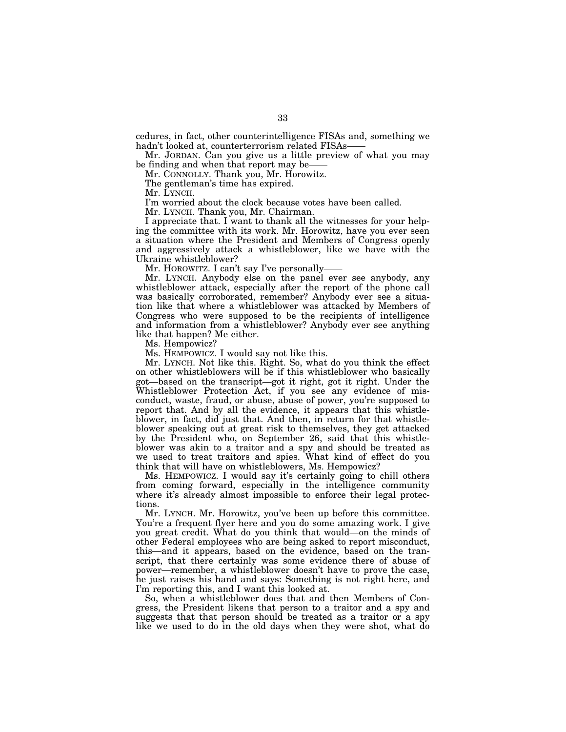cedures, in fact, other counterintelligence FISAs and, something we hadn't looked at, counterterrorism related FISAs——

Mr. JORDAN. Can you give us a little preview of what you may be finding and when that report may be——

Mr. CONNOLLY. Thank you, Mr. Horowitz.

The gentleman's time has expired.

Mr. LYNCH.

I'm worried about the clock because votes have been called.

Mr. LYNCH. Thank you, Mr. Chairman.

I appreciate that. I want to thank all the witnesses for your helping the committee with its work. Mr. Horowitz, have you ever seen a situation where the President and Members of Congress openly and aggressively attack a whistleblower, like we have with the Ukraine whistleblower?

Mr. HOROWITZ. I can't say I've personally——

Mr. LYNCH. Anybody else on the panel ever see anybody, any whistleblower attack, especially after the report of the phone call was basically corroborated, remember? Anybody ever see a situation like that where a whistleblower was attacked by Members of Congress who were supposed to be the recipients of intelligence and information from a whistleblower? Anybody ever see anything like that happen? Me either.

Ms. Hempowicz?

Ms. HEMPOWICZ. I would say not like this.

Mr. LYNCH. Not like this. Right. So, what do you think the effect on other whistleblowers will be if this whistleblower who basically got—based on the transcript—got it right, got it right. Under the Whistleblower Protection Act, if you see any evidence of misconduct, waste, fraud, or abuse, abuse of power, you're supposed to report that. And by all the evidence, it appears that this whistleblower, in fact, did just that. And then, in return for that whistleblower speaking out at great risk to themselves, they get attacked by the President who, on September 26, said that this whistleblower was akin to a traitor and a spy and should be treated as we used to treat traitors and spies. What kind of effect do you think that will have on whistleblowers, Ms. Hempowicz?

Ms. HEMPOWICZ. I would say it's certainly going to chill others from coming forward, especially in the intelligence community where it's already almost impossible to enforce their legal protections.

Mr. LYNCH. Mr. Horowitz, you've been up before this committee. You're a frequent flyer here and you do some amazing work. I give you great credit. What do you think that would—on the minds of other Federal employees who are being asked to report misconduct, this—and it appears, based on the evidence, based on the transcript, that there certainly was some evidence there of abuse of power—remember, a whistleblower doesn't have to prove the case, he just raises his hand and says: Something is not right here, and I'm reporting this, and I want this looked at.

So, when a whistleblower does that and then Members of Congress, the President likens that person to a traitor and a spy and suggests that that person should be treated as a traitor or a spy like we used to do in the old days when they were shot, what do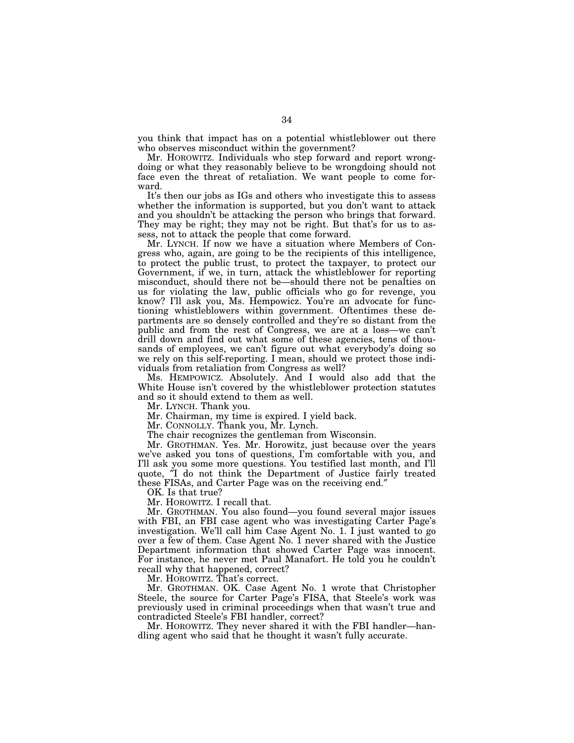you think that impact has on a potential whistleblower out there who observes misconduct within the government?

Mr. HOROWITZ. Individuals who step forward and report wrongdoing or what they reasonably believe to be wrongdoing should not face even the threat of retaliation. We want people to come forward.

It's then our jobs as IGs and others who investigate this to assess whether the information is supported, but you don't want to attack and you shouldn't be attacking the person who brings that forward. They may be right; they may not be right. But that's for us to assess, not to attack the people that come forward.

Mr. LYNCH. If now we have a situation where Members of Congress who, again, are going to be the recipients of this intelligence, to protect the public trust, to protect the taxpayer, to protect our Government, if we, in turn, attack the whistleblower for reporting misconduct, should there not be—should there not be penalties on us for violating the law, public officials who go for revenge, you know? I'll ask you, Ms. Hempowicz. You're an advocate for functioning whistleblowers within government. Oftentimes these departments are so densely controlled and they're so distant from the public and from the rest of Congress, we are at a loss—we can't drill down and find out what some of these agencies, tens of thousands of employees, we can't figure out what everybody's doing so we rely on this self-reporting. I mean, should we protect those individuals from retaliation from Congress as well?

Ms. HEMPOWICZ. Absolutely. And I would also add that the White House isn't covered by the whistleblower protection statutes and so it should extend to them as well.

Mr. LYNCH. Thank you.

Mr. Chairman, my time is expired. I yield back.

Mr. CONNOLLY. Thank you, Mr. Lynch.

The chair recognizes the gentleman from Wisconsin.

Mr. GROTHMAN. Yes. Mr. Horowitz, just because over the years we've asked you tons of questions, I'm comfortable with you, and I'll ask you some more questions. You testified last month, and I'll quote, "I do not think the Department of Justice fairly treated these FISAs, and Carter Page was on the receiving end."

OK. Is that true?

Mr. HOROWITZ. I recall that.

Mr. GROTHMAN. You also found—you found several major issues with FBI, an FBI case agent who was investigating Carter Page's investigation. We'll call him Case Agent No. 1. I just wanted to go over a few of them. Case Agent No. 1 never shared with the Justice Department information that showed Carter Page was innocent. For instance, he never met Paul Manafort. He told you he couldn't recall why that happened, correct?

Mr. HOROWITZ. That's correct.

Mr. GROTHMAN. OK. Case Agent No. 1 wrote that Christopher Steele, the source for Carter Page's FISA, that Steele's work was previously used in criminal proceedings when that wasn't true and contradicted Steele's FBI handler, correct?

Mr. HOROWITZ. They never shared it with the FBI handler—handling agent who said that he thought it wasn't fully accurate.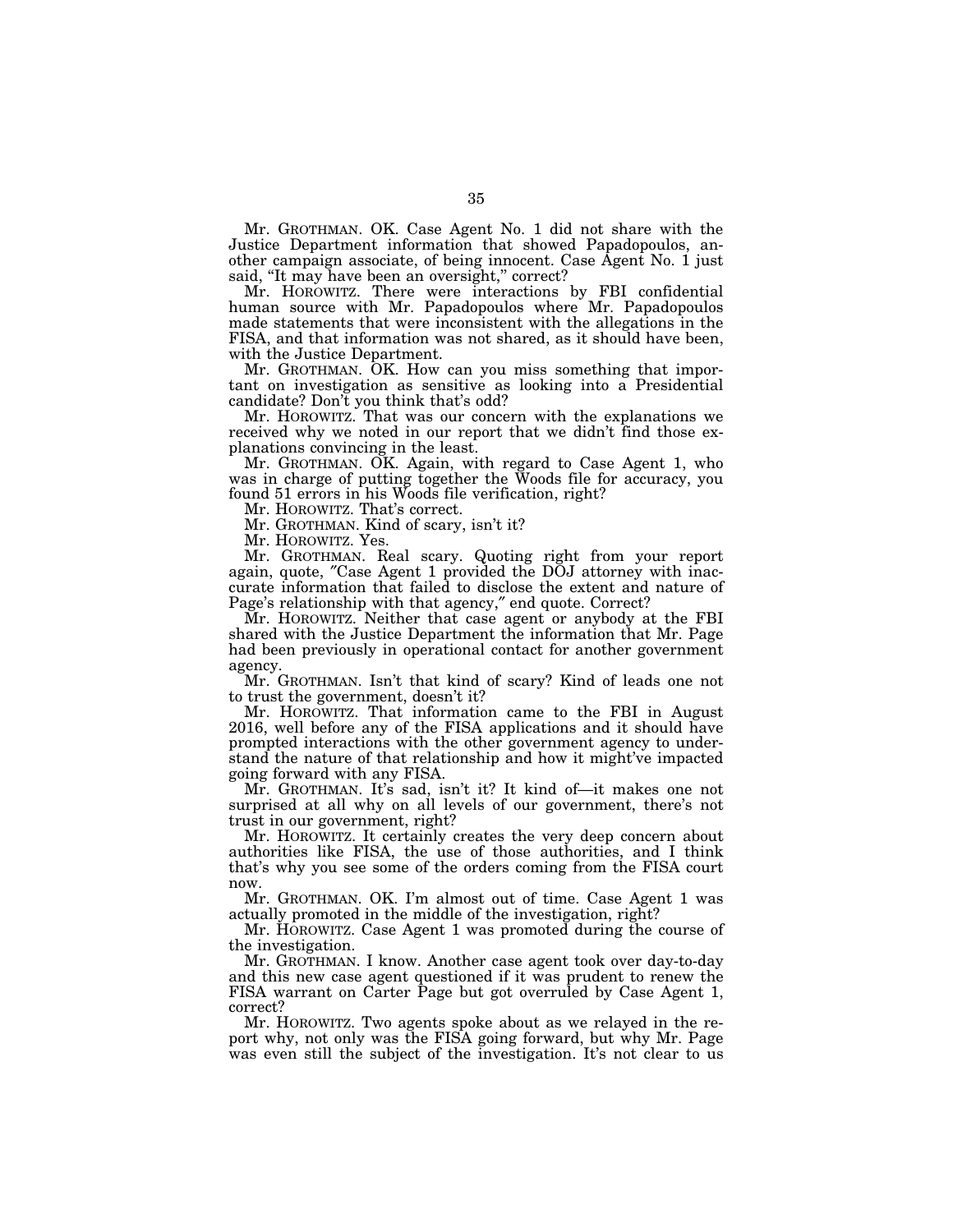Mr. GROTHMAN. OK. Case Agent No. 1 did not share with the Justice Department information that showed Papadopoulos, another campaign associate, of being innocent. Case Agent No. 1 just said, "It may have been an oversight," correct?

Mr. HOROWITZ. There were interactions by FBI confidential human source with Mr. Papadopoulos where Mr. Papadopoulos made statements that were inconsistent with the allegations in the FISA, and that information was not shared, as it should have been, with the Justice Department.

Mr. GROTHMAN. OK. How can you miss something that important on investigation as sensitive as looking into a Presidential candidate? Don't you think that's odd?

Mr. HOROWITZ. That was our concern with the explanations we received why we noted in our report that we didn't find those explanations convincing in the least.

Mr. GROTHMAN. OK. Again, with regard to Case Agent 1, who was in charge of putting together the Woods file for accuracy, you found 51 errors in his Woods file verification, right?

Mr. HOROWITZ. That's correct.

Mr. GROTHMAN. Kind of scary, isn't it?

Mr. HOROWITZ. Yes.

Mr. GROTHMAN. Real scary. Quoting right from your report again, quote, "Case Agent 1 provided the DOJ attorney with inaccurate information that failed to disclose the extent and nature of Page's relationship with that agency," end quote. Correct?

Mr. HOROWITZ. Neither that case agent or anybody at the FBI shared with the Justice Department the information that Mr. Page had been previously in operational contact for another government agency.

Mr. GROTHMAN. Isn't that kind of scary? Kind of leads one not to trust the government, doesn't it?

Mr. HOROWITZ. That information came to the FBI in August 2016, well before any of the FISA applications and it should have prompted interactions with the other government agency to understand the nature of that relationship and how it might've impacted going forward with any FISA.

Mr. GROTHMAN. It's sad, isn't it? It kind of—it makes one not surprised at all why on all levels of our government, there's not trust in our government, right?

Mr. HOROWITZ. It certainly creates the very deep concern about authorities like FISA, the use of those authorities, and I think that's why you see some of the orders coming from the FISA court now.

Mr. GROTHMAN. OK. I'm almost out of time. Case Agent 1 was actually promoted in the middle of the investigation, right?

Mr. HOROWITZ. Case Agent 1 was promoted during the course of the investigation.

Mr. GROTHMAN. I know. Another case agent took over day-to-day and this new case agent questioned if it was prudent to renew the FISA warrant on Carter Page but got overruled by Case Agent 1, correct?

Mr. HOROWITZ. Two agents spoke about as we relayed in the report why, not only was the FISA going forward, but why Mr. Page was even still the subject of the investigation. It's not clear to us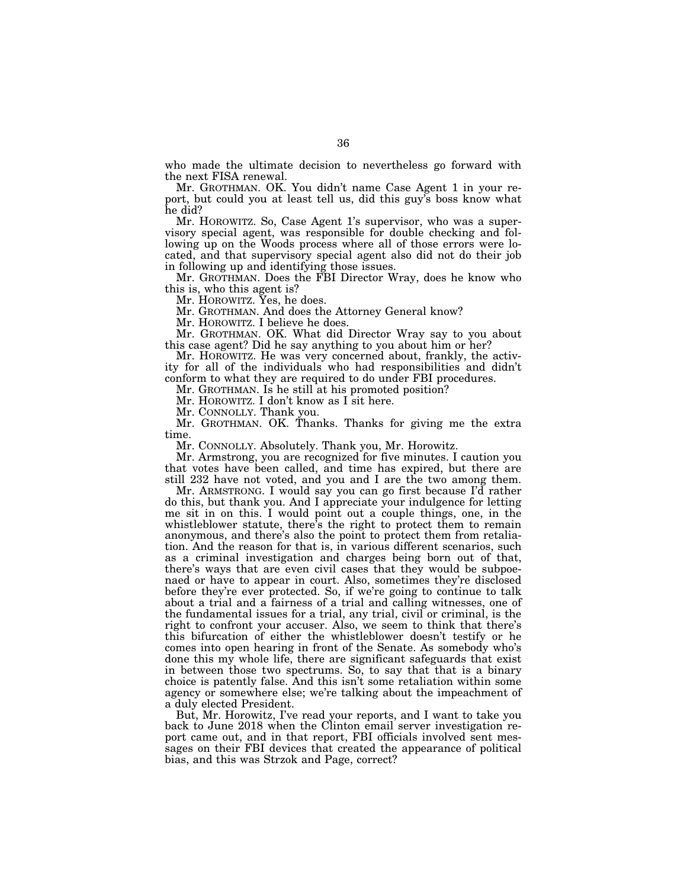who made the ultimate decision to nevertheless go forward with the next FISA renewal.

Mr. GROTHMAN. OK. You didn't name Case Agent 1 in your report, but could you at least tell us, did this guy's boss know what he did?

Mr. HOROWITZ. So, Case Agent 1's supervisor, who was a supervisory special agent, was responsible for double checking and following up on the Woods process where all of those errors were located, and that supervisory special agent also did not do their job in following up and identifying those issues.

Mr. GROTHMAN. Does the FBI Director Wray, does he know who this is, who this agent is?

Mr. HOROWITZ. Yes, he does.

Mr. GROTHMAN. And does the Attorney General know?

Mr. HOROWITZ. I believe he does.

Mr. GROTHMAN. OK. What did Director Wray say to you about this case agent? Did he say anything to you about him or her?

Mr. HOROWITZ. He was very concerned about, frankly, the activity for all of the individuals who had responsibilities and didn't conform to what they are required to do under FBI procedures.

Mr. GROTHMAN. Is he still at his promoted position?

Mr. HOROWITZ. I don't know as I sit here.

Mr. CONNOLLY. Thank you.

Mr. GROTHMAN. OK. Thanks. Thanks for giving me the extra time.

Mr. CONNOLLY. Absolutely. Thank you, Mr. Horowitz.

Mr. Armstrong, you are recognized for five minutes. I caution you that votes have been called, and time has expired, but there are still 232 have not voted, and you and I are the two among them.

Mr. ARMSTRONG. I would say you can go first because I'd rather do this, but thank you. And I appreciate your indulgence for letting me sit in on this. I would point out a couple things, one, in the whistleblower statute, there's the right to protect them to remain anonymous, and there's also the point to protect them from retaliation. And the reason for that is, in various different scenarios, such as a criminal investigation and charges being born out of that, there's ways that are even civil cases that they would be subpoenaed or have to appear in court. Also, sometimes they're disclosed before they're ever protected. So, if we're going to continue to talk about a trial and a fairness of a trial and calling witnesses, one of the fundamental issues for a trial, any trial, civil or criminal, is the right to confront your accuser. Also, we seem to think that there's this bifurcation of either the whistleblower doesn't testify or he comes into open hearing in front of the Senate. As somebody who's done this my whole life, there are significant safeguards that exist in between those two spectrums. So, to say that that is a binary choice is patently false. And this isn't some retaliation within some agency or somewhere else; we're talking about the impeachment of a duly elected President.

But, Mr. Horowitz, I've read your reports, and I want to take you back to June 2018 when the Clinton email server investigation report came out, and in that report, FBI officials involved sent messages on their FBI devices that created the appearance of political bias, and this was Strzok and Page, correct?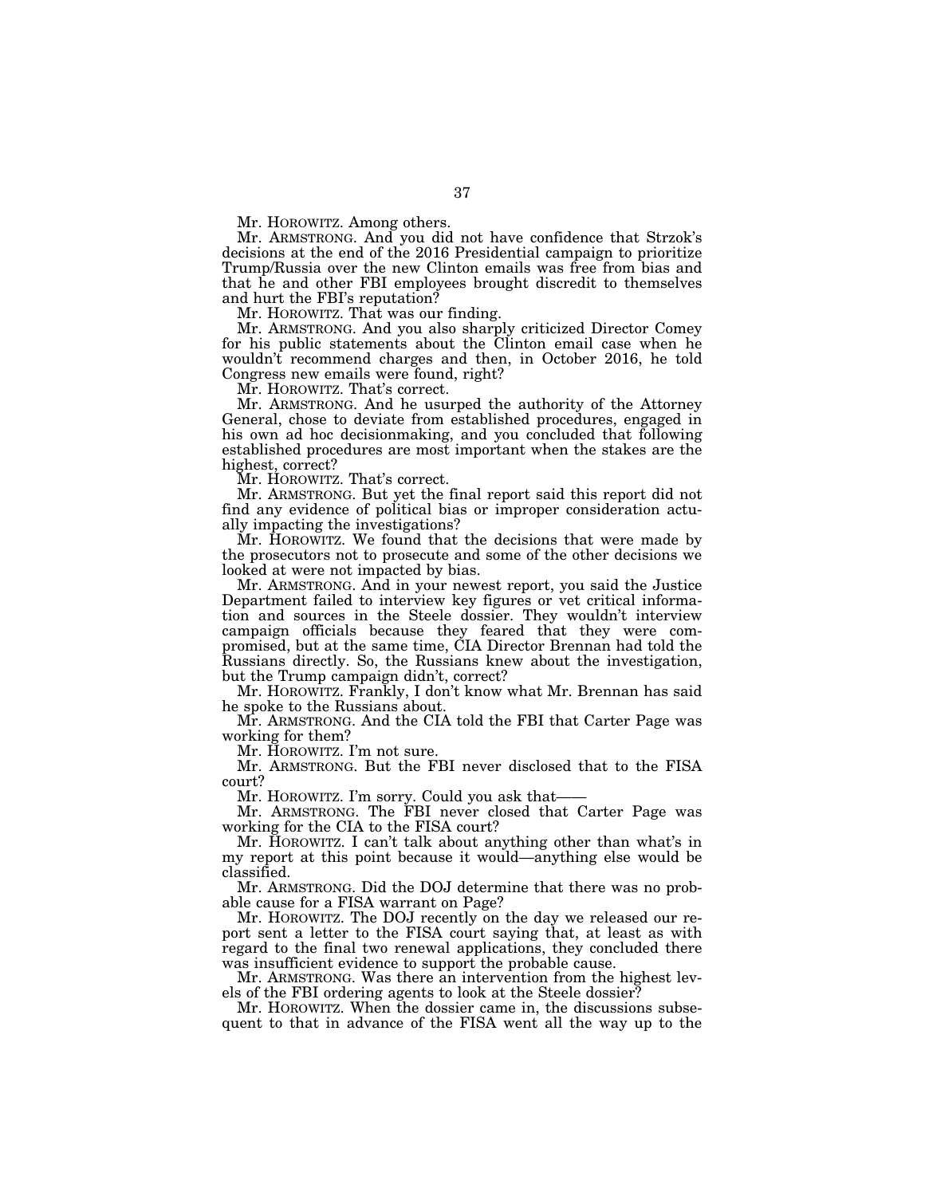Mr. HOROWITZ. Among others.

Mr. ARMSTRONG. And you did not have confidence that Strzok's decisions at the end of the 2016 Presidential campaign to prioritize Trump/Russia over the new Clinton emails was free from bias and that he and other FBI employees brought discredit to themselves and hurt the FBI's reputation?

Mr. HOROWITZ. That was our finding.

Mr. ARMSTRONG. And you also sharply criticized Director Comey for his public statements about the Clinton email case when he wouldn't recommend charges and then, in October 2016, he told Congress new emails were found, right?

Mr. HOROWITZ. That's correct.

Mr. ARMSTRONG. And he usurped the authority of the Attorney General, chose to deviate from established procedures, engaged in his own ad hoc decisionmaking, and you concluded that following established procedures are most important when the stakes are the highest, correct?

Mr. HOROWITZ. That's correct.

Mr. ARMSTRONG. But yet the final report said this report did not find any evidence of political bias or improper consideration actually impacting the investigations?

Mr. HOROWITZ. We found that the decisions that were made by the prosecutors not to prosecute and some of the other decisions we looked at were not impacted by bias.

Mr. ARMSTRONG. And in your newest report, you said the Justice Department failed to interview key figures or vet critical information and sources in the Steele dossier. They wouldn't interview campaign officials because they feared that they were compromised, but at the same time, CIA Director Brennan had told the Russians directly. So, the Russians knew about the investigation, but the Trump campaign didn't, correct?

Mr. HOROWITZ. Frankly, I don't know what Mr. Brennan has said he spoke to the Russians about.

Mr. ARMSTRONG. And the CIA told the FBI that Carter Page was working for them?

Mr. HOROWITZ. I'm not sure.

Mr. ARMSTRONG. But the FBI never disclosed that to the FISA court?

Mr. HOROWITZ. I'm sorry. Could you ask that——

Mr. ARMSTRONG. The FBI never closed that Carter Page was working for the CIA to the FISA court?

Mr. HOROWITZ. I can't talk about anything other than what's in my report at this point because it would—anything else would be classified.

Mr. ARMSTRONG. Did the DOJ determine that there was no probable cause for a FISA warrant on Page?

Mr. HOROWITZ. The DOJ recently on the day we released our report sent a letter to the FISA court saying that, at least as with regard to the final two renewal applications, they concluded there was insufficient evidence to support the probable cause.

Mr. ARMSTRONG. Was there an intervention from the highest levels of the FBI ordering agents to look at the Steele dossier?

Mr. HOROWITZ. When the dossier came in, the discussions subsequent to that in advance of the FISA went all the way up to the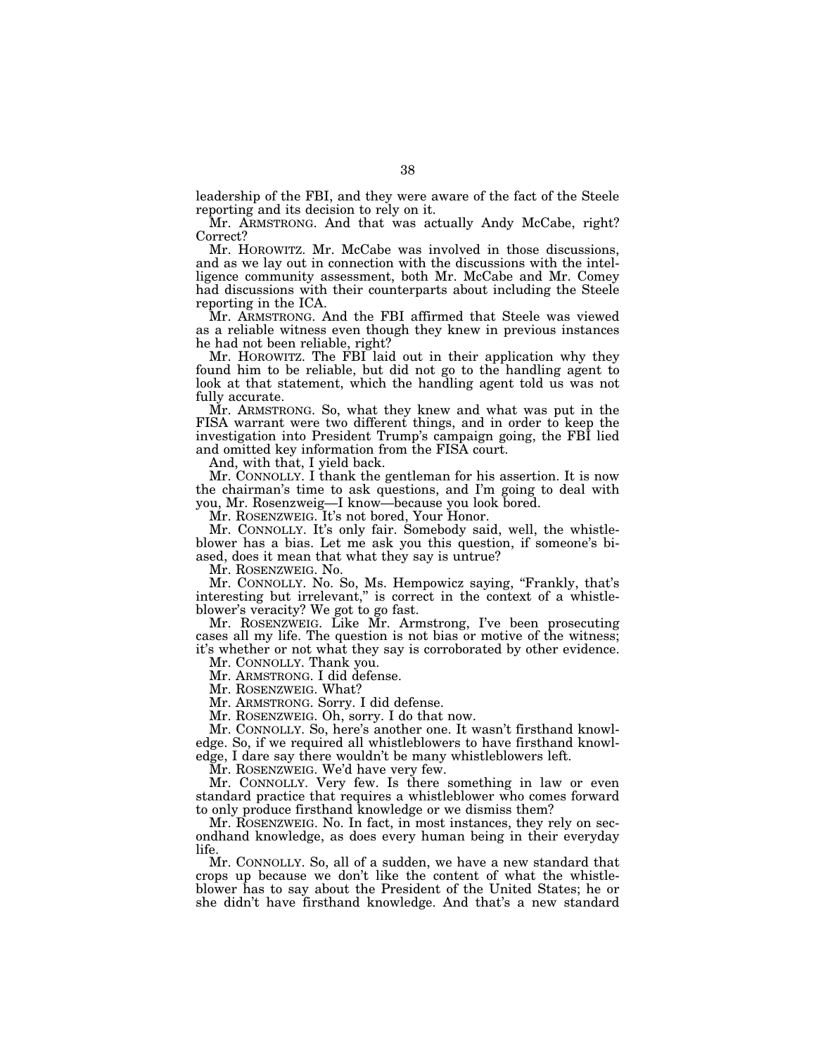leadership of the FBI, and they were aware of the fact of the Steele reporting and its decision to rely on it.

Mr. ARMSTRONG. And that was actually Andy McCabe, right? Correct?

Mr. HOROWITZ. Mr. McCabe was involved in those discussions, and as we lay out in connection with the discussions with the intelligence community assessment, both Mr. McCabe and Mr. Comey had discussions with their counterparts about including the Steele reporting in the ICA.

Mr. ARMSTRONG. And the FBI affirmed that Steele was viewed as a reliable witness even though they knew in previous instances he had not been reliable, right?

Mr. HOROWITZ. The FBI laid out in their application why they found him to be reliable, but did not go to the handling agent to look at that statement, which the handling agent told us was not fully accurate.

Mr. ARMSTRONG. So, what they knew and what was put in the FISA warrant were two different things, and in order to keep the investigation into President Trump's campaign going, the FBI lied and omitted key information from the FISA court.

And, with that, I yield back.

Mr. CONNOLLY. I thank the gentleman for his assertion. It is now the chairman's time to ask questions, and I'm going to deal with you, Mr. Rosenzweig—I know—because you look bored.

Mr. ROSENZWEIG. It's not bored, Your Honor.

Mr. CONNOLLY. It's only fair. Somebody said, well, the whistleblower has a bias. Let me ask you this question, if someone's biased, does it mean that what they say is untrue?

Mr. ROSENZWEIG. No.

Mr. CONNOLLY. No. So, Ms. Hempowicz saying, "Frankly, that's interesting but irrelevant," is correct in the context of a whistleblower's veracity? We got to go fast.

Mr. ROSENZWEIG. Like Mr. Armstrong, I've been prosecuting cases all my life. The question is not bias or motive of the witness; it's whether or not what they say is corroborated by other evidence.

Mr. CONNOLLY. Thank you.

Mr. ARMSTRONG. I did defense.

Mr. ROSENZWEIG. What?

Mr. ARMSTRONG. Sorry. I did defense.

Mr. ROSENZWEIG. Oh, sorry. I do that now.

Mr. CONNOLLY. So, here's another one. It wasn't firsthand knowledge. So, if we required all whistleblowers to have firsthand knowledge, I dare say there wouldn't be many whistleblowers left.

Mr. ROSENZWEIG. We'd have very few.

Mr. CONNOLLY. Very few. Is there something in law or even standard practice that requires a whistleblower who comes forward to only produce firsthand knowledge or we dismiss them?

Mr. ROSENZWEIG. No. In fact, in most instances, they rely on secondhand knowledge, as does every human being in their everyday life.

Mr. CONNOLLY. So, all of a sudden, we have a new standard that crops up because we don't like the content of what the whistleblower has to say about the President of the United States; he or she didn't have firsthand knowledge. And that's a new standard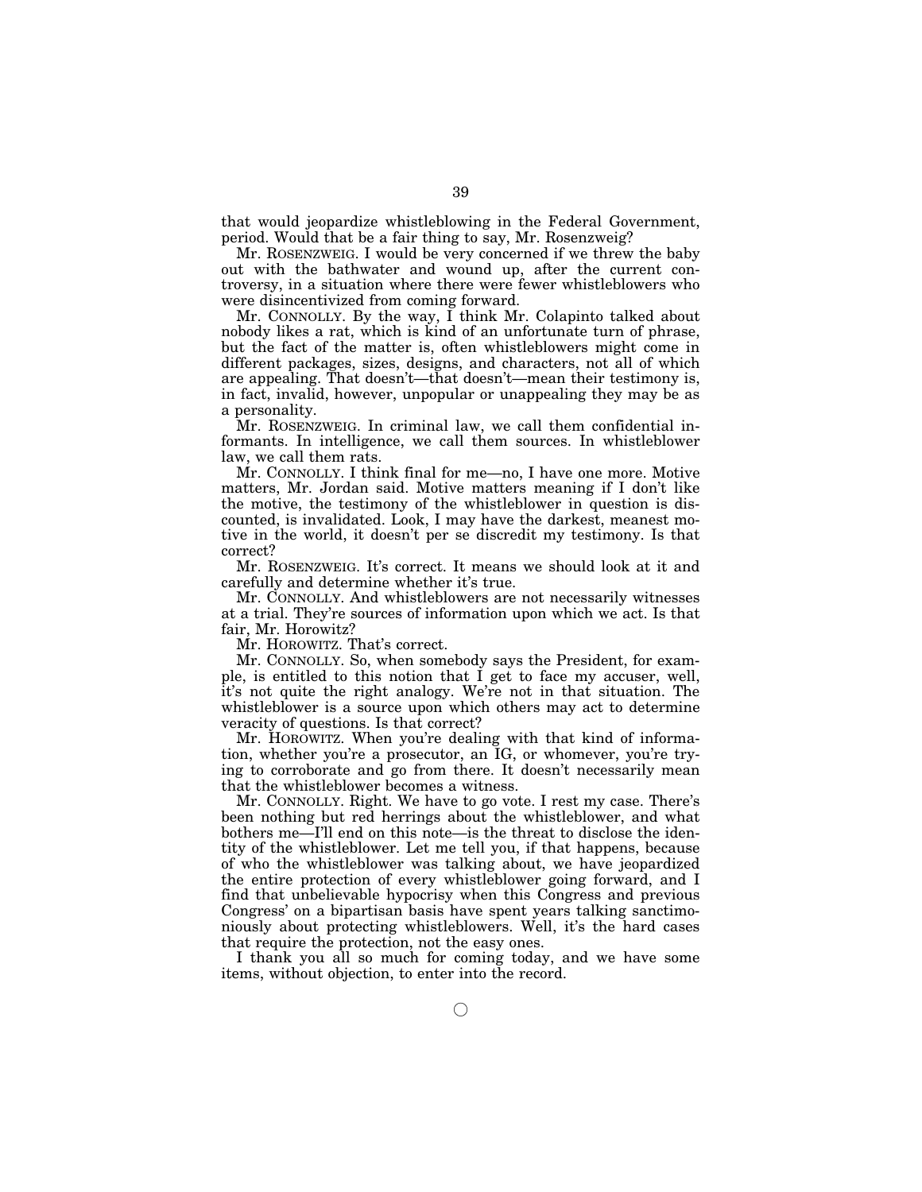that would jeopardize whistleblowing in the Federal Government, period. Would that be a fair thing to say, Mr. Rosenzweig?

Mr. ROSENZWEIG. I would be very concerned if we threw the baby out with the bathwater and wound up, after the current controversy, in a situation where there were fewer whistleblowers who were disincentivized from coming forward.

Mr. CONNOLLY. By the way, I think Mr. Colapinto talked about nobody likes a rat, which is kind of an unfortunate turn of phrase, but the fact of the matter is, often whistleblowers might come in different packages, sizes, designs, and characters, not all of which are appealing. That doesn't—that doesn't—mean their testimony is, in fact, invalid, however, unpopular or unappealing they may be as a personality.

Mr. ROSENZWEIG. In criminal law, we call them confidential informants. In intelligence, we call them sources. In whistleblower law, we call them rats.

Mr. CONNOLLY. I think final for me—no, I have one more. Motive matters, Mr. Jordan said. Motive matters meaning if I don't like the motive, the testimony of the whistleblower in question is discounted, is invalidated. Look, I may have the darkest, meanest motive in the world, it doesn't per se discredit my testimony. Is that correct?

Mr. ROSENZWEIG. It's correct. It means we should look at it and carefully and determine whether it's true.

Mr. CONNOLLY. And whistleblowers are not necessarily witnesses at a trial. They're sources of information upon which we act. Is that fair, Mr. Horowitz?

Mr. HOROWITZ. That's correct.

Mr. CONNOLLY. So, when somebody says the President, for example, is entitled to this notion that I get to face my accuser, well, it's not quite the right analogy. We're not in that situation. The whistleblower is a source upon which others may act to determine veracity of questions. Is that correct?

Mr. HOROWITZ. When you're dealing with that kind of information, whether you're a prosecutor, an IG, or whomever, you're trying to corroborate and go from there. It doesn't necessarily mean that the whistleblower becomes a witness.

Mr. CONNOLLY. Right. We have to go vote. I rest my case. There's been nothing but red herrings about the whistleblower, and what bothers me—I'll end on this note—is the threat to disclose the identity of the whistleblower. Let me tell you, if that happens, because of who the whistleblower was talking about, we have jeopardized the entire protection of every whistleblower going forward, and I find that unbelievable hypocrisy when this Congress and previous Congress' on a bipartisan basis have spent years talking sanctimoniously about protecting whistleblowers. Well, it's the hard cases that require the protection, not the easy ones.

I thank you all so much for coming today, and we have some items, without objection, to enter into the record.

○